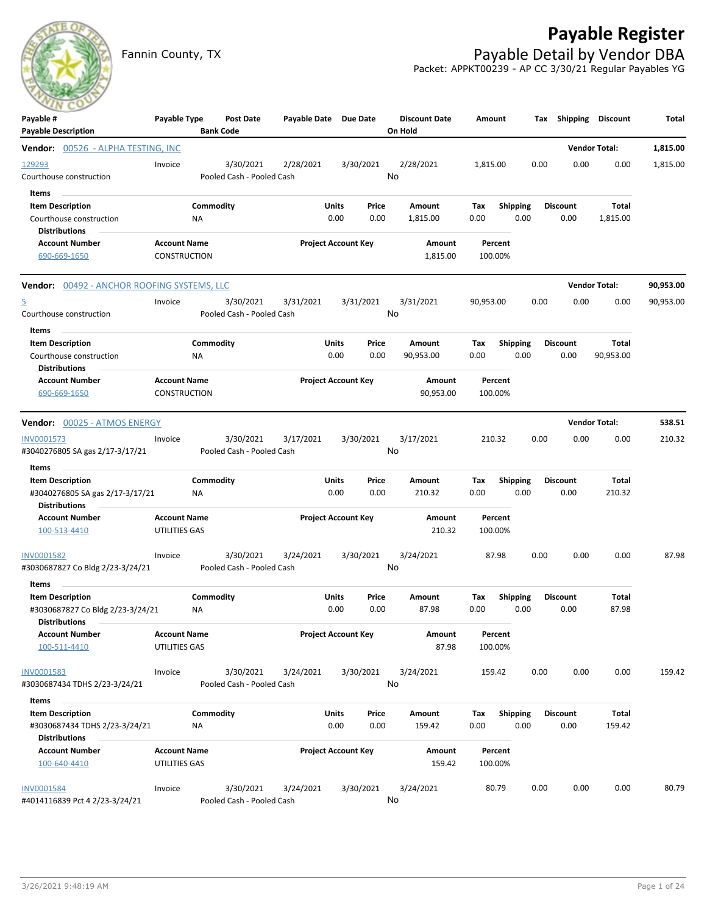# Payable Register

Fannin County, TX

## Payable Detail by Vendor DBA

Packet: APPKT00239 - AP CC 3/30/21 Regular Payables YG

| Payable # / Payable Description | Payable Type | Post Date / Bank Code | Payable Date | Due Date | Discount Date / On Hold | Amount | Tax | Shipping | Discount | Total |
|---|---|---|---|---|---|---|---|---|---|---|

**Vendor: 00526 - ALPHA TESTING, INC** — Vendor Total: **1,815.00**

| Payable # | Payable Type | Post Date | Payable Date | Due Date | Discount Date | Amount | Tax | Shipping | Discount | Total |
|---|---|---|---|---|---|---|---|---|---|---|
| 129293 | Invoice | 3/30/2021 | 2/28/2021 | 3/30/2021 | 2/28/2021 | 1,815.00 | 0.00 | 0.00 | 0.00 | 1,815.00 |
| Courthouse construction | | Pooled Cash - Pooled Cash | | | No | | | | | |

Items

| Item Description | Commodity | Units | Price | Amount | Tax | Shipping | Discount | Total |
|---|---|---|---|---|---|---|---|---|
| Courthouse construction | NA | 0.00 | 0.00 | 1,815.00 | 0.00 | 0.00 | 0.00 | 1,815.00 |

Distributions

| Account Number | Account Name | Project Account Key | Amount | Percent |
|---|---|---|---|---|
| 690-669-1650 | CONSTRUCTION | | 1,815.00 | 100.00% |

**Vendor: 00492 - ANCHOR ROOFING SYSTEMS, LLC** — Vendor Total: **90,953.00**

| Payable # | Payable Type | Post Date | Payable Date | Due Date | Discount Date | Amount | Tax | Shipping | Discount | Total |
|---|---|---|---|---|---|---|---|---|---|---|
| 5 | Invoice | 3/30/2021 | 3/31/2021 | 3/31/2021 | 3/31/2021 | 90,953.00 | 0.00 | 0.00 | 0.00 | 90,953.00 |
| Courthouse construction | | Pooled Cash - Pooled Cash | | | No | | | | | |

Items

| Item Description | Commodity | Units | Price | Amount | Tax | Shipping | Discount | Total |
|---|---|---|---|---|---|---|---|---|
| Courthouse construction | NA | 0.00 | 0.00 | 90,953.00 | 0.00 | 0.00 | 0.00 | 90,953.00 |

Distributions

| Account Number | Account Name | Project Account Key | Amount | Percent |
|---|---|---|---|---|
| 690-669-1650 | CONSTRUCTION | | 90,953.00 | 100.00% |

**Vendor: 00025 - ATMOS ENERGY** — Vendor Total: **538.51**

| Payable # | Payable Type | Post Date | Payable Date | Due Date | Discount Date | Amount | Tax | Shipping | Discount | Total |
|---|---|---|---|---|---|---|---|---|---|---|
| INV0001573 | Invoice | 3/30/2021 | 3/17/2021 | 3/30/2021 | 3/17/2021 | 210.32 | 0.00 | 0.00 | 0.00 | 210.32 |
| #3040276805 SA gas 2/17-3/17/21 | | Pooled Cash - Pooled Cash | | | No | | | | | |

Items

| Item Description | Commodity | Units | Price | Amount | Tax | Shipping | Discount | Total |
|---|---|---|---|---|---|---|---|---|
| #3040276805 SA gas 2/17-3/17/21 | NA | 0.00 | 0.00 | 210.32 | 0.00 | 0.00 | 0.00 | 210.32 |

Distributions

| Account Number | Account Name | Project Account Key | Amount | Percent |
|---|---|---|---|---|
| 100-513-4410 | UTILITIES GAS | | 210.32 | 100.00% |

| Payable # | Payable Type | Post Date | Payable Date | Due Date | Discount Date | Amount | Tax | Shipping | Discount | Total |
|---|---|---|---|---|---|---|---|---|---|---|
| INV0001582 | Invoice | 3/30/2021 | 3/24/2021 | 3/30/2021 | 3/24/2021 | 87.98 | 0.00 | 0.00 | 0.00 | 87.98 |
| #3030687827 Co Bldg 2/23-3/24/21 | | Pooled Cash - Pooled Cash | | | No | | | | | |

Items

| Item Description | Commodity | Units | Price | Amount | Tax | Shipping | Discount | Total |
|---|---|---|---|---|---|---|---|---|
| #3030687827 Co Bldg 2/23-3/24/21 | NA | 0.00 | 0.00 | 87.98 | 0.00 | 0.00 | 0.00 | 87.98 |

Distributions

| Account Number | Account Name | Project Account Key | Amount | Percent |
|---|---|---|---|---|
| 100-511-4410 | UTILITIES GAS | | 87.98 | 100.00% |

| Payable # | Payable Type | Post Date | Payable Date | Due Date | Discount Date | Amount | Tax | Shipping | Discount | Total |
|---|---|---|---|---|---|---|---|---|---|---|
| INV0001583 | Invoice | 3/30/2021 | 3/24/2021 | 3/30/2021 | 3/24/2021 | 159.42 | 0.00 | 0.00 | 0.00 | 159.42 |
| #3030687434 TDHS 2/23-3/24/21 | | Pooled Cash - Pooled Cash | | | No | | | | | |

Items

| Item Description | Commodity | Units | Price | Amount | Tax | Shipping | Discount | Total |
|---|---|---|---|---|---|---|---|---|
| #3030687434 TDHS 2/23-3/24/21 | NA | 0.00 | 0.00 | 159.42 | 0.00 | 0.00 | 0.00 | 159.42 |

Distributions

| Account Number | Account Name | Project Account Key | Amount | Percent |
|---|---|---|---|---|
| 100-640-4410 | UTILITIES GAS | | 159.42 | 100.00% |

| Payable # | Payable Type | Post Date | Payable Date | Due Date | Discount Date | Amount | Tax | Shipping | Discount | Total |
|---|---|---|---|---|---|---|---|---|---|---|
| INV0001584 | Invoice | 3/30/2021 | 3/24/2021 | 3/30/2021 | 3/24/2021 | 80.79 | 0.00 | 0.00 | 0.00 | 80.79 |
| #4014116839 Pct 4 2/23-3/24/21 | | Pooled Cash - Pooled Cash | | | No | | | | | |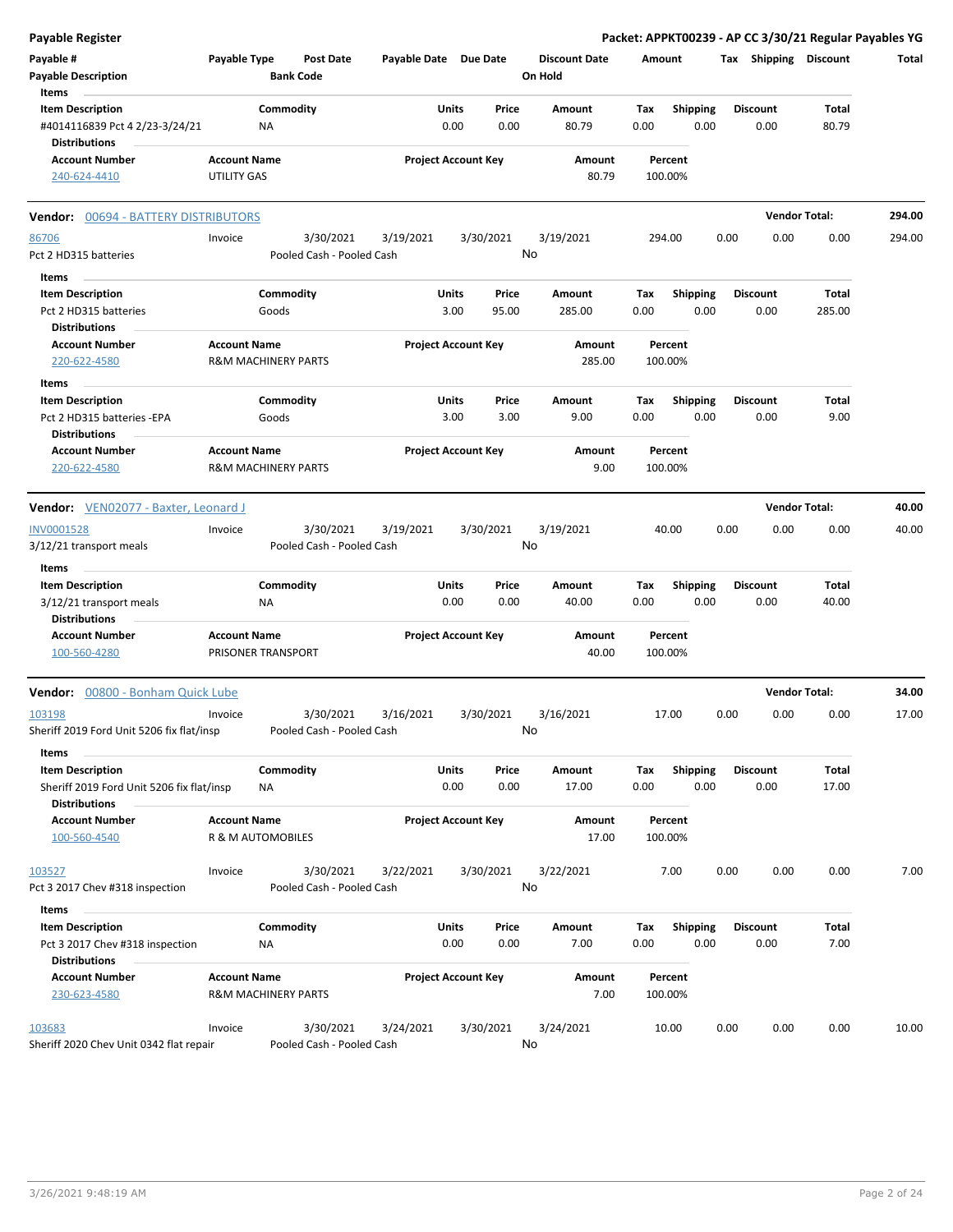**Payable Register** — **Packet: APPKT00239 - AP CC 3/30/21 Regular Payables YG**

| Payable # | Payable Type | Post Date | Payable Date | Due Date | Discount Date | Amount | Tax | Shipping | Discount | Total |
|---|---|---|---|---|---|---|---|---|---|---|
| Payable Description | | Bank Code | | | On Hold | | | | | |

**Items**

| Item Description | Commodity | Units | Price | Amount | Tax | Shipping | Discount | Total |
|---|---|---|---|---|---|---|---|---|
| #4014116839 Pct 4 2/23-3/24/21 | NA | 0.00 | 0.00 | 80.79 | 0.00 | 0.00 | 0.00 | 80.79 |

**Distributions**

| Account Number | Account Name | Project Account Key | Amount | Percent |
|---|---|---|---|---|
| 240-624-4410 | UTILITY GAS | | 80.79 | 100.00% |

## Vendor: 00694 - BATTERY DISTRIBUTORS — Vendor Total: 294.00

| Payable # | Payable Type | Post Date | Payable Date | Due Date | Discount Date | Amount | Tax | Shipping | Discount | Total |
|---|---|---|---|---|---|---|---|---|---|---|
| 86706 | Invoice | 3/30/2021 | 3/19/2021 | 3/30/2021 | 3/19/2021 | 294.00 | 0.00 | 0.00 | 0.00 | 294.00 |
| Pct 2 HD315 batteries | | Pooled Cash - Pooled Cash | | | No | | | | | |

**Items**

| Item Description | Commodity | Units | Price | Amount | Tax | Shipping | Discount | Total |
|---|---|---|---|---|---|---|---|---|
| Pct 2 HD315 batteries | Goods | 3.00 | 95.00 | 285.00 | 0.00 | 0.00 | 0.00 | 285.00 |

**Distributions**

| Account Number | Account Name | Project Account Key | Amount | Percent |
|---|---|---|---|---|
| 220-622-4580 | R&M MACHINERY PARTS | | 285.00 | 100.00% |

**Items**

| Item Description | Commodity | Units | Price | Amount | Tax | Shipping | Discount | Total |
|---|---|---|---|---|---|---|---|---|
| Pct 2 HD315 batteries -EPA | Goods | 3.00 | 3.00 | 9.00 | 0.00 | 0.00 | 0.00 | 9.00 |

**Distributions**

| Account Number | Account Name | Project Account Key | Amount | Percent |
|---|---|---|---|---|
| 220-622-4580 | R&M MACHINERY PARTS | | 9.00 | 100.00% |

## Vendor: VEN02077 - Baxter, Leonard J — Vendor Total: 40.00

| Payable # | Payable Type | Post Date | Payable Date | Due Date | Discount Date | Amount | Tax | Shipping | Discount | Total |
|---|---|---|---|---|---|---|---|---|---|---|
| INV0001528 | Invoice | 3/30/2021 | 3/19/2021 | 3/30/2021 | 3/19/2021 | 40.00 | 0.00 | 0.00 | 0.00 | 40.00 |
| 3/12/21 transport meals | | Pooled Cash - Pooled Cash | | | No | | | | | |

**Items**

| Item Description | Commodity | Units | Price | Amount | Tax | Shipping | Discount | Total |
|---|---|---|---|---|---|---|---|---|
| 3/12/21 transport meals | NA | 0.00 | 0.00 | 40.00 | 0.00 | 0.00 | 0.00 | 40.00 |

**Distributions**

| Account Number | Account Name | Project Account Key | Amount | Percent |
|---|---|---|---|---|
| 100-560-4280 | PRISONER TRANSPORT | | 40.00 | 100.00% |

## Vendor: 00800 - Bonham Quick Lube — Vendor Total: 34.00

| Payable # | Payable Type | Post Date | Payable Date | Due Date | Discount Date | Amount | Tax | Shipping | Discount | Total |
|---|---|---|---|---|---|---|---|---|---|---|
| 103198 | Invoice | 3/30/2021 | 3/16/2021 | 3/30/2021 | 3/16/2021 | 17.00 | 0.00 | 0.00 | 0.00 | 17.00 |
| Sheriff 2019 Ford Unit 5206 fix flat/insp | | Pooled Cash - Pooled Cash | | | No | | | | | |

**Items**

| Item Description | Commodity | Units | Price | Amount | Tax | Shipping | Discount | Total |
|---|---|---|---|---|---|---|---|---|
| Sheriff 2019 Ford Unit 5206 fix flat/insp | NA | 0.00 | 0.00 | 17.00 | 0.00 | 0.00 | 0.00 | 17.00 |

**Distributions**

| Account Number | Account Name | Project Account Key | Amount | Percent |
|---|---|---|---|---|
| 100-560-4540 | R & M AUTOMOBILES | | 17.00 | 100.00% |

| Payable # | Payable Type | Post Date | Payable Date | Due Date | Discount Date | Amount | Tax | Shipping | Discount | Total |
|---|---|---|---|---|---|---|---|---|---|---|
| 103527 | Invoice | 3/30/2021 | 3/22/2021 | 3/30/2021 | 3/22/2021 | 7.00 | 0.00 | 0.00 | 0.00 | 7.00 |
| Pct 3 2017 Chev #318 inspection | | Pooled Cash - Pooled Cash | | | No | | | | | |

**Items**

| Item Description | Commodity | Units | Price | Amount | Tax | Shipping | Discount | Total |
|---|---|---|---|---|---|---|---|---|
| Pct 3 2017 Chev #318 inspection | NA | 0.00 | 0.00 | 7.00 | 0.00 | 0.00 | 0.00 | 7.00 |

**Distributions**

| Account Number | Account Name | Project Account Key | Amount | Percent |
|---|---|---|---|---|
| 230-623-4580 | R&M MACHINERY PARTS | | 7.00 | 100.00% |

| Payable # | Payable Type | Post Date | Payable Date | Due Date | Discount Date | Amount | Tax | Shipping | Discount | Total |
|---|---|---|---|---|---|---|---|---|---|---|
| 103683 | Invoice | 3/30/2021 | 3/24/2021 | 3/30/2021 | 3/24/2021 | 10.00 | 0.00 | 0.00 | 0.00 | 10.00 |
| Sheriff 2020 Chev Unit 0342 flat repair | | Pooled Cash - Pooled Cash | | | No | | | | | |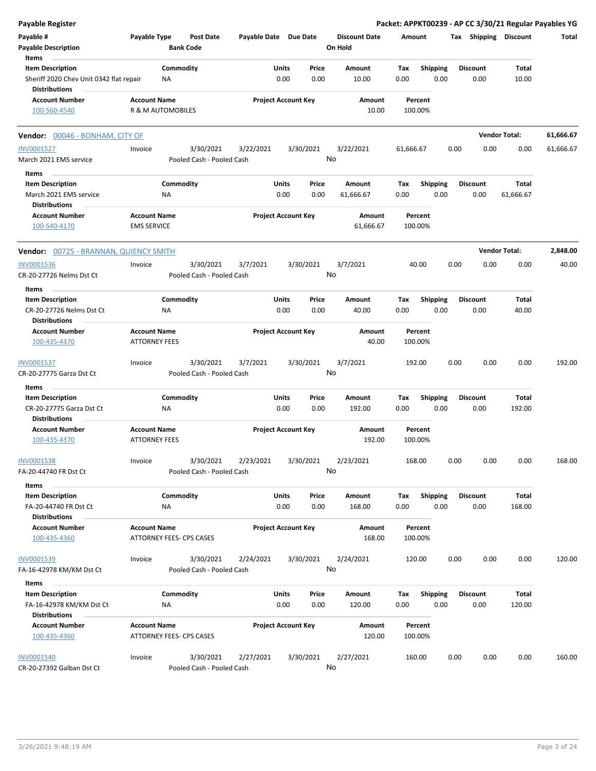| Payable # | Payable Type | Post Date | Payable Date | Due Date | Discount Date | Amount | Tax | Shipping | Discount | Total |
|---|---|---|---|---|---|---|---|---|---|---|
| Payable Description | | Bank Code | | | On Hold | | | | | |

**Items**

| Item Description | Commodity | Units | Price | Amount | Tax | Shipping | Discount | Total |
|---|---|---|---|---|---|---|---|---|
| Sheriff 2020 Chev Unit 0342 flat repair | NA | 0.00 | 0.00 | 10.00 | 0.00 | 0.00 | 0.00 | 10.00 |

**Distributions**

| Account Number | Account Name | Project Account Key | Amount | Percent |
|---|---|---|---|---|
| 100-560-4540 | R & M AUTOMOBILES | | 10.00 | 100.00% |

## Vendor: 00046 - BONHAM, CITY OF — Vendor Total: 61,666.67

| Payable # | Payable Type | Post Date | Payable Date | Due Date | Discount Date | Amount | Tax | Shipping | Discount | Total |
|---|---|---|---|---|---|---|---|---|---|---|
| INV0001527 | Invoice | 3/30/2021 | 3/22/2021 | 3/30/2021 | 3/22/2021 | 61,666.67 | 0.00 | 0.00 | 0.00 | 61,666.67 |
| March 2021 EMS service | | Pooled Cash - Pooled Cash | | | No | | | | | |

**Items**

| Item Description | Commodity | Units | Price | Amount | Tax | Shipping | Discount | Total |
|---|---|---|---|---|---|---|---|---|
| March 2021 EMS service | NA | 0.00 | 0.00 | 61,666.67 | 0.00 | 0.00 | 0.00 | 61,666.67 |

**Distributions**

| Account Number | Account Name | Project Account Key | Amount | Percent |
|---|---|---|---|---|
| 100-540-4170 | EMS SERVICE | | 61,666.67 | 100.00% |

## Vendor: 00725 - BRANNAN, QUIENCY SMITH — Vendor Total: 2,848.00

| Payable # | Payable Type | Post Date | Payable Date | Due Date | Discount Date | Amount | Tax | Shipping | Discount | Total |
|---|---|---|---|---|---|---|---|---|---|---|
| INV0001536 | Invoice | 3/30/2021 | 3/7/2021 | 3/30/2021 | 3/7/2021 | 40.00 | 0.00 | 0.00 | 0.00 | 40.00 |
| CR-20-27726 Nelms Dst Ct | | Pooled Cash - Pooled Cash | | | No | | | | | |

**Items**

| Item Description | Commodity | Units | Price | Amount | Tax | Shipping | Discount | Total |
|---|---|---|---|---|---|---|---|---|
| CR-20-27726 Nelms Dst Ct | NA | 0.00 | 0.00 | 40.00 | 0.00 | 0.00 | 0.00 | 40.00 |

**Distributions**

| Account Number | Account Name | Project Account Key | Amount | Percent |
|---|---|---|---|---|
| 100-435-4370 | ATTORNEY FEES | | 40.00 | 100.00% |

| Payable # | Payable Type | Post Date | Payable Date | Due Date | Discount Date | Amount | Tax | Shipping | Discount | Total |
|---|---|---|---|---|---|---|---|---|---|---|
| INV0001537 | Invoice | 3/30/2021 | 3/7/2021 | 3/30/2021 | 3/7/2021 | 192.00 | 0.00 | 0.00 | 0.00 | 192.00 |
| CR-20-27775 Garza Dst Ct | | Pooled Cash - Pooled Cash | | | No | | | | | |

**Items**

| Item Description | Commodity | Units | Price | Amount | Tax | Shipping | Discount | Total |
|---|---|---|---|---|---|---|---|---|
| CR-20-27775 Garza Dst Ct | NA | 0.00 | 0.00 | 192.00 | 0.00 | 0.00 | 0.00 | 192.00 |

**Distributions**

| Account Number | Account Name | Project Account Key | Amount | Percent |
|---|---|---|---|---|
| 100-435-4370 | ATTORNEY FEES | | 192.00 | 100.00% |

| Payable # | Payable Type | Post Date | Payable Date | Due Date | Discount Date | Amount | Tax | Shipping | Discount | Total |
|---|---|---|---|---|---|---|---|---|---|---|
| INV0001538 | Invoice | 3/30/2021 | 2/23/2021 | 3/30/2021 | 2/23/2021 | 168.00 | 0.00 | 0.00 | 0.00 | 168.00 |
| FA-20-44740 FR Dst Ct | | Pooled Cash - Pooled Cash | | | No | | | | | |

**Items**

| Item Description | Commodity | Units | Price | Amount | Tax | Shipping | Discount | Total |
|---|---|---|---|---|---|---|---|---|
| FA-20-44740 FR Dst Ct | NA | 0.00 | 0.00 | 168.00 | 0.00 | 0.00 | 0.00 | 168.00 |

**Distributions**

| Account Number | Account Name | Project Account Key | Amount | Percent |
|---|---|---|---|---|
| 100-435-4360 | ATTORNEY FEES- CPS CASES | | 168.00 | 100.00% |

| Payable # | Payable Type | Post Date | Payable Date | Due Date | Discount Date | Amount | Tax | Shipping | Discount | Total |
|---|---|---|---|---|---|---|---|---|---|---|
| INV0001539 | Invoice | 3/30/2021 | 2/24/2021 | 3/30/2021 | 2/24/2021 | 120.00 | 0.00 | 0.00 | 0.00 | 120.00 |
| FA-16-42978 KM/KM Dst Ct | | Pooled Cash - Pooled Cash | | | No | | | | | |

**Items**

| Item Description | Commodity | Units | Price | Amount | Tax | Shipping | Discount | Total |
|---|---|---|---|---|---|---|---|---|
| FA-16-42978 KM/KM Dst Ct | NA | 0.00 | 0.00 | 120.00 | 0.00 | 0.00 | 0.00 | 120.00 |

**Distributions**

| Account Number | Account Name | Project Account Key | Amount | Percent |
|---|---|---|---|---|
| 100-435-4360 | ATTORNEY FEES- CPS CASES | | 120.00 | 100.00% |

| Payable # | Payable Type | Post Date | Payable Date | Due Date | Discount Date | Amount | Tax | Shipping | Discount | Total |
|---|---|---|---|---|---|---|---|---|---|---|
| INV0001540 | Invoice | 3/30/2021 | 2/27/2021 | 3/30/2021 | 2/27/2021 | 160.00 | 0.00 | 0.00 | 0.00 | 160.00 |
| CR-20-27392 Galban Dst Ct | | Pooled Cash - Pooled Cash | | | No | | | | | |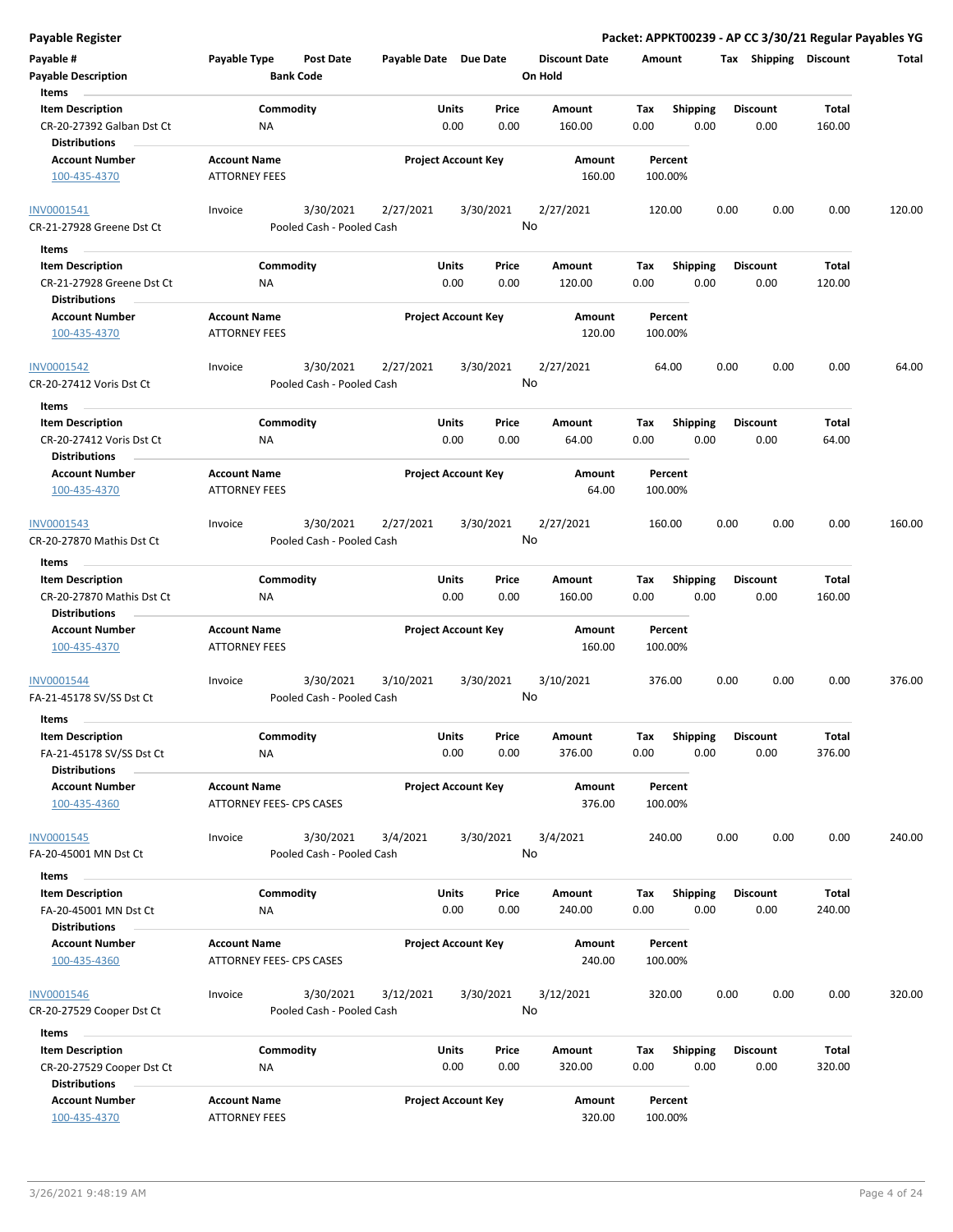**Payable Register**

**Packet: APPKT00239 - AP CC 3/30/21 Regular Payables YG**

| Payable # | Payable Type | Post Date | Payable Date | Due Date | Discount Date | Amount | Tax | Shipping | Discount | Total |
|---|---|---|---|---|---|---|---|---|---|---|
| Payable Description | | Bank Code | | | On Hold | | | | | |

**Items**

| Item Description | Commodity | Units | Price | Amount | Tax | Shipping | Discount | Total |
|---|---|---|---|---|---|---|---|---|
| CR-20-27392 Galban Dst Ct | NA | 0.00 | 0.00 | 160.00 | 0.00 | 0.00 | 0.00 | 160.00 |

**Distributions**

| Account Number | Account Name | Project Account Key | Amount | Percent |
|---|---|---|---|---|
| 100-435-4370 | ATTORNEY FEES | | 160.00 | 100.00% |

| Payable # | Payable Type | Post Date | Payable Date | Due Date | Discount Date | Amount | Tax | Shipping | Discount | Total |
|---|---|---|---|---|---|---|---|---|---|---|
| INV0001541 | Invoice | 3/30/2021 | 2/27/2021 | 3/30/2021 | 2/27/2021 | 120.00 | 0.00 | 0.00 | 0.00 | 120.00 |
| CR-21-27928 Greene Dst Ct | | Pooled Cash - Pooled Cash | | | No | | | | | |

**Items**

| Item Description | Commodity | Units | Price | Amount | Tax | Shipping | Discount | Total |
|---|---|---|---|---|---|---|---|---|
| CR-21-27928 Greene Dst Ct | NA | 0.00 | 0.00 | 120.00 | 0.00 | 0.00 | 0.00 | 120.00 |

**Distributions**

| Account Number | Account Name | Project Account Key | Amount | Percent |
|---|---|---|---|---|
| 100-435-4370 | ATTORNEY FEES | | 120.00 | 100.00% |

| Payable # | Payable Type | Post Date | Payable Date | Due Date | Discount Date | Amount | Tax | Shipping | Discount | Total |
|---|---|---|---|---|---|---|---|---|---|---|
| INV0001542 | Invoice | 3/30/2021 | 2/27/2021 | 3/30/2021 | 2/27/2021 | 64.00 | 0.00 | 0.00 | 0.00 | 64.00 |
| CR-20-27412 Voris Dst Ct | | Pooled Cash - Pooled Cash | | | No | | | | | |

**Items**

| Item Description | Commodity | Units | Price | Amount | Tax | Shipping | Discount | Total |
|---|---|---|---|---|---|---|---|---|
| CR-20-27412 Voris Dst Ct | NA | 0.00 | 0.00 | 64.00 | 0.00 | 0.00 | 0.00 | 64.00 |

**Distributions**

| Account Number | Account Name | Project Account Key | Amount | Percent |
|---|---|---|---|---|
| 100-435-4370 | ATTORNEY FEES | | 64.00 | 100.00% |

| Payable # | Payable Type | Post Date | Payable Date | Due Date | Discount Date | Amount | Tax | Shipping | Discount | Total |
|---|---|---|---|---|---|---|---|---|---|---|
| INV0001543 | Invoice | 3/30/2021 | 2/27/2021 | 3/30/2021 | 2/27/2021 | 160.00 | 0.00 | 0.00 | 0.00 | 160.00 |
| CR-20-27870 Mathis Dst Ct | | Pooled Cash - Pooled Cash | | | No | | | | | |

**Items**

| Item Description | Commodity | Units | Price | Amount | Tax | Shipping | Discount | Total |
|---|---|---|---|---|---|---|---|---|
| CR-20-27870 Mathis Dst Ct | NA | 0.00 | 0.00 | 160.00 | 0.00 | 0.00 | 0.00 | 160.00 |

**Distributions**

| Account Number | Account Name | Project Account Key | Amount | Percent |
|---|---|---|---|---|
| 100-435-4370 | ATTORNEY FEES | | 160.00 | 100.00% |

| Payable # | Payable Type | Post Date | Payable Date | Due Date | Discount Date | Amount | Tax | Shipping | Discount | Total |
|---|---|---|---|---|---|---|---|---|---|---|
| INV0001544 | Invoice | 3/30/2021 | 3/10/2021 | 3/30/2021 | 3/10/2021 | 376.00 | 0.00 | 0.00 | 0.00 | 376.00 |
| FA-21-45178 SV/SS Dst Ct | | Pooled Cash - Pooled Cash | | | No | | | | | |

**Items**

| Item Description | Commodity | Units | Price | Amount | Tax | Shipping | Discount | Total |
|---|---|---|---|---|---|---|---|---|
| FA-21-45178 SV/SS Dst Ct | NA | 0.00 | 0.00 | 376.00 | 0.00 | 0.00 | 0.00 | 376.00 |

**Distributions**

| Account Number | Account Name | Project Account Key | Amount | Percent |
|---|---|---|---|---|
| 100-435-4360 | ATTORNEY FEES- CPS CASES | | 376.00 | 100.00% |

| Payable # | Payable Type | Post Date | Payable Date | Due Date | Discount Date | Amount | Tax | Shipping | Discount | Total |
|---|---|---|---|---|---|---|---|---|---|---|
| INV0001545 | Invoice | 3/30/2021 | 3/4/2021 | 3/30/2021 | 3/4/2021 | 240.00 | 0.00 | 0.00 | 0.00 | 240.00 |
| FA-20-45001 MN Dst Ct | | Pooled Cash - Pooled Cash | | | No | | | | | |

**Items**

| Item Description | Commodity | Units | Price | Amount | Tax | Shipping | Discount | Total |
|---|---|---|---|---|---|---|---|---|
| FA-20-45001 MN Dst Ct | NA | 0.00 | 0.00 | 240.00 | 0.00 | 0.00 | 0.00 | 240.00 |

**Distributions**

| Account Number | Account Name | Project Account Key | Amount | Percent |
|---|---|---|---|---|
| 100-435-4360 | ATTORNEY FEES- CPS CASES | | 240.00 | 100.00% |

| Payable # | Payable Type | Post Date | Payable Date | Due Date | Discount Date | Amount | Tax | Shipping | Discount | Total |
|---|---|---|---|---|---|---|---|---|---|---|
| INV0001546 | Invoice | 3/30/2021 | 3/12/2021 | 3/30/2021 | 3/12/2021 | 320.00 | 0.00 | 0.00 | 0.00 | 320.00 |
| CR-20-27529 Cooper Dst Ct | | Pooled Cash - Pooled Cash | | | No | | | | | |

**Items**

| Item Description | Commodity | Units | Price | Amount | Tax | Shipping | Discount | Total |
|---|---|---|---|---|---|---|---|---|
| CR-20-27529 Cooper Dst Ct | NA | 0.00 | 0.00 | 320.00 | 0.00 | 0.00 | 0.00 | 320.00 |

**Distributions**

| Account Number | Account Name | Project Account Key | Amount | Percent |
|---|---|---|---|---|
| 100-435-4370 | ATTORNEY FEES | | 320.00 | 100.00% |

3/26/2021 9:48:19 AM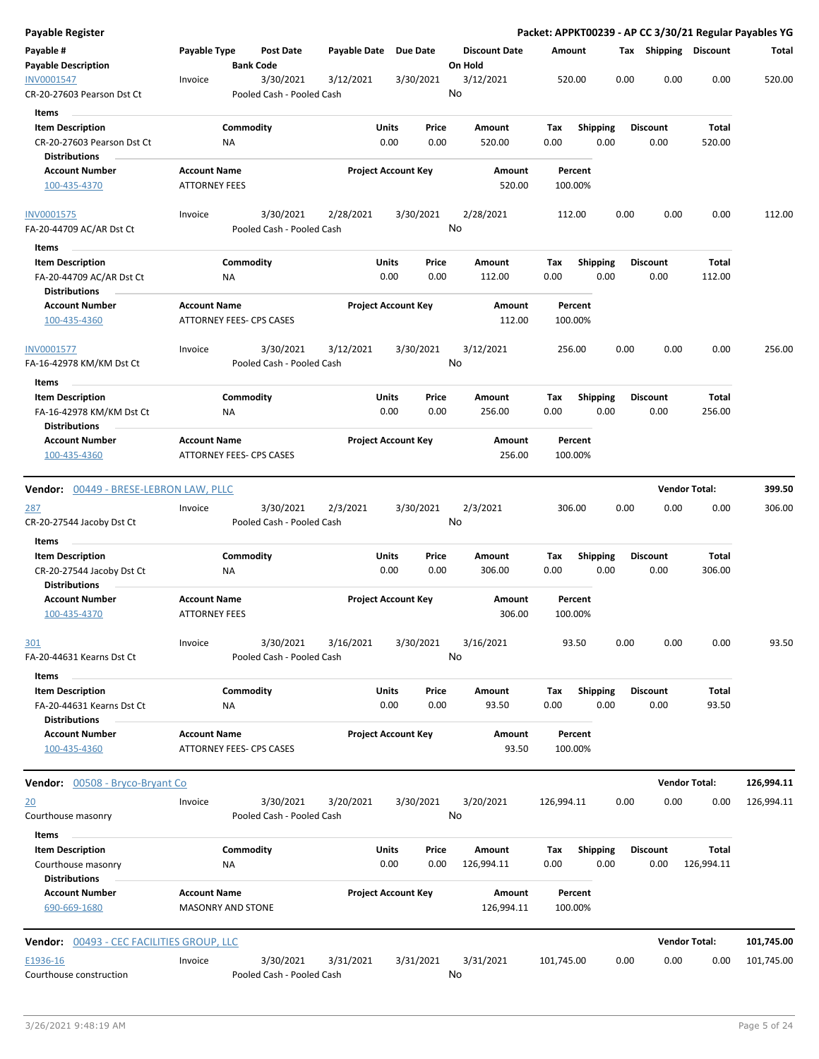## Payable Register

**Packet: APPKT00239 - AP CC 3/30/21 Regular Payables YG**

| Payable # / Payable Description | Payable Type | Post Date / Bank Code | Payable Date | Due Date | Discount Date / On Hold | Amount | Tax | Shipping | Discount | Total |
|---|---|---|---|---|---|---|---|---|---|---|
| INV0001547 | Invoice | 3/30/2021 | 3/12/2021 | 3/30/2021 | 3/12/2021 | 520.00 | 0.00 | 0.00 | 0.00 | 520.00 |
| CR-20-27603 Pearson Dst Ct | | Pooled Cash - Pooled Cash | | | No | | | | | |

**Items**

| Item Description | Commodity | Units | Price | Amount | Tax | Shipping | Discount | Total |
|---|---|---|---|---|---|---|---|---|
| CR-20-27603 Pearson Dst Ct | NA | 0.00 | 0.00 | 520.00 | 0.00 | 0.00 | 0.00 | 520.00 |

**Distributions**

| Account Number | Account Name | Project Account Key | Amount | Percent |
|---|---|---|---|---|
| 100-435-4370 | ATTORNEY FEES | | 520.00 | 100.00% |

| Payable # / Payable Description | Payable Type | Post Date / Bank Code | Payable Date | Due Date | Discount Date / On Hold | Amount | Tax | Shipping | Discount | Total |
|---|---|---|---|---|---|---|---|---|---|---|
| INV0001575 | Invoice | 3/30/2021 | 2/28/2021 | 3/30/2021 | 2/28/2021 | 112.00 | 0.00 | 0.00 | 0.00 | 112.00 |
| FA-20-44709 AC/AR Dst Ct | | Pooled Cash - Pooled Cash | | | No | | | | | |

**Items**

| Item Description | Commodity | Units | Price | Amount | Tax | Shipping | Discount | Total |
|---|---|---|---|---|---|---|---|---|
| FA-20-44709 AC/AR Dst Ct | NA | 0.00 | 0.00 | 112.00 | 0.00 | 0.00 | 0.00 | 112.00 |

**Distributions**

| Account Number | Account Name | Project Account Key | Amount | Percent |
|---|---|---|---|---|
| 100-435-4360 | ATTORNEY FEES- CPS CASES | | 112.00 | 100.00% |

| Payable # / Payable Description | Payable Type | Post Date / Bank Code | Payable Date | Due Date | Discount Date / On Hold | Amount | Tax | Shipping | Discount | Total |
|---|---|---|---|---|---|---|---|---|---|---|
| INV0001577 | Invoice | 3/30/2021 | 3/12/2021 | 3/30/2021 | 3/12/2021 | 256.00 | 0.00 | 0.00 | 0.00 | 256.00 |
| FA-16-42978 KM/KM Dst Ct | | Pooled Cash - Pooled Cash | | | No | | | | | |

**Items**

| Item Description | Commodity | Units | Price | Amount | Tax | Shipping | Discount | Total |
|---|---|---|---|---|---|---|---|---|
| FA-16-42978 KM/KM Dst Ct | NA | 0.00 | 0.00 | 256.00 | 0.00 | 0.00 | 0.00 | 256.00 |

**Distributions**

| Account Number | Account Name | Project Account Key | Amount | Percent |
|---|---|---|---|---|
| 100-435-4360 | ATTORNEY FEES- CPS CASES | | 256.00 | 100.00% |

---

**Vendor: 00449 - BRESE-LEBRON LAW, PLLC** — **Vendor Total: 399.50**

| Payable # / Payable Description | Payable Type | Post Date / Bank Code | Payable Date | Due Date | Discount Date / On Hold | Amount | Tax | Shipping | Discount | Total |
|---|---|---|---|---|---|---|---|---|---|---|
| 287 | Invoice | 3/30/2021 | 2/3/2021 | 3/30/2021 | 2/3/2021 | 306.00 | 0.00 | 0.00 | 0.00 | 306.00 |
| CR-20-27544 Jacoby Dst Ct | | Pooled Cash - Pooled Cash | | | No | | | | | |

**Items**

| Item Description | Commodity | Units | Price | Amount | Tax | Shipping | Discount | Total |
|---|---|---|---|---|---|---|---|---|
| CR-20-27544 Jacoby Dst Ct | NA | 0.00 | 0.00 | 306.00 | 0.00 | 0.00 | 0.00 | 306.00 |

**Distributions**

| Account Number | Account Name | Project Account Key | Amount | Percent |
|---|---|---|---|---|
| 100-435-4370 | ATTORNEY FEES | | 306.00 | 100.00% |

| Payable # / Payable Description | Payable Type | Post Date / Bank Code | Payable Date | Due Date | Discount Date / On Hold | Amount | Tax | Shipping | Discount | Total |
|---|---|---|---|---|---|---|---|---|---|---|
| 301 | Invoice | 3/30/2021 | 3/16/2021 | 3/30/2021 | 3/16/2021 | 93.50 | 0.00 | 0.00 | 0.00 | 93.50 |
| FA-20-44631 Kearns Dst Ct | | Pooled Cash - Pooled Cash | | | No | | | | | |

**Items**

| Item Description | Commodity | Units | Price | Amount | Tax | Shipping | Discount | Total |
|---|---|---|---|---|---|---|---|---|
| FA-20-44631 Kearns Dst Ct | NA | 0.00 | 0.00 | 93.50 | 0.00 | 0.00 | 0.00 | 93.50 |

**Distributions**

| Account Number | Account Name | Project Account Key | Amount | Percent |
|---|---|---|---|---|
| 100-435-4360 | ATTORNEY FEES- CPS CASES | | 93.50 | 100.00% |

---

**Vendor: 00508 - Bryco-Bryant Co** — **Vendor Total: 126,994.11**

| Payable # / Payable Description | Payable Type | Post Date / Bank Code | Payable Date | Due Date | Discount Date / On Hold | Amount | Tax | Shipping | Discount | Total |
|---|---|---|---|---|---|---|---|---|---|---|
| 20 | Invoice | 3/30/2021 | 3/20/2021 | 3/30/2021 | 3/20/2021 | 126,994.11 | 0.00 | 0.00 | 0.00 | 126,994.11 |
| Courthouse masonry | | Pooled Cash - Pooled Cash | | | No | | | | | |

**Items**

| Item Description | Commodity | Units | Price | Amount | Tax | Shipping | Discount | Total |
|---|---|---|---|---|---|---|---|---|
| Courthouse masonry | NA | 0.00 | 0.00 | 126,994.11 | 0.00 | 0.00 | 0.00 | 126,994.11 |

**Distributions**

| Account Number | Account Name | Project Account Key | Amount | Percent |
|---|---|---|---|---|
| 690-669-1680 | MASONRY AND STONE | | 126,994.11 | 100.00% |

---

**Vendor: 00493 - CEC FACILITIES GROUP, LLC** — **Vendor Total: 101,745.00**

| Payable # / Payable Description | Payable Type | Post Date / Bank Code | Payable Date | Due Date | Discount Date / On Hold | Amount | Tax | Shipping | Discount | Total |
|---|---|---|---|---|---|---|---|---|---|---|
| E1936-16 | Invoice | 3/30/2021 | 3/31/2021 | 3/31/2021 | 3/31/2021 | 101,745.00 | 0.00 | 0.00 | 0.00 | 101,745.00 |
| Courthouse construction | | Pooled Cash - Pooled Cash | | | No | | | | | |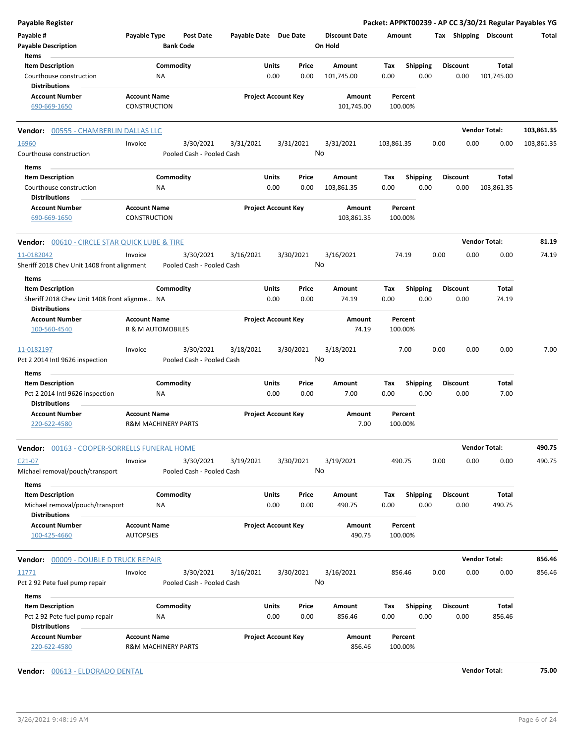**Payable Register** — **Packet: APPKT00239 - AP CC 3/30/21 Regular Payables YG**

| Payable # | Payable Type | Post Date | Payable Date | Due Date | Discount Date | Amount | Tax | Shipping | Discount | Total |
|---|---|---|---|---|---|---|---|---|---|---|
| **Payable Description** | | **Bank Code** | | | **On Hold** | | | | | |

**Items**

| Item Description | Commodity | Units | Price | Amount | Tax | Shipping | Discount | Total |
|---|---|---|---|---|---|---|---|---|
| Courthouse construction | NA | 0.00 | 0.00 | 101,745.00 | 0.00 | 0.00 | 0.00 | 101,745.00 |

**Distributions**

| Account Number | Account Name | Project Account Key | Amount | Percent |
|---|---|---|---|---|
| 690-669-1650 | CONSTRUCTION | | 101,745.00 | 100.00% |

---

**Vendor: 00555 - CHAMBERLIN DALLAS LLC** — **Vendor Total: 103,861.35**

| Payable # | Payable Type | Post Date | Payable Date | Due Date | Discount Date | Amount | Tax | Shipping | Discount | Total |
|---|---|---|---|---|---|---|---|---|---|---|
| 16960 | Invoice | 3/30/2021 | 3/31/2021 | 3/31/2021 | 3/31/2021 | 103,861.35 | 0.00 | 0.00 | 0.00 | 103,861.35 |
| Courthouse construction | | Pooled Cash - Pooled Cash | | | No | | | | | |

**Items**

| Item Description | Commodity | Units | Price | Amount | Tax | Shipping | Discount | Total |
|---|---|---|---|---|---|---|---|---|
| Courthouse construction | NA | 0.00 | 0.00 | 103,861.35 | 0.00 | 0.00 | 0.00 | 103,861.35 |

**Distributions**

| Account Number | Account Name | Project Account Key | Amount | Percent |
|---|---|---|---|---|
| 690-669-1650 | CONSTRUCTION | | 103,861.35 | 100.00% |

---

**Vendor: 00610 - CIRCLE STAR QUICK LUBE & TIRE** — **Vendor Total: 81.19**

| Payable # | Payable Type | Post Date | Payable Date | Due Date | Discount Date | Amount | Tax | Shipping | Discount | Total |
|---|---|---|---|---|---|---|---|---|---|---|
| 11-0182042 | Invoice | 3/30/2021 | 3/16/2021 | 3/30/2021 | 3/16/2021 | 74.19 | 0.00 | 0.00 | 0.00 | 74.19 |
| Sheriff 2018 Chev Unit 1408 front alignment | | Pooled Cash - Pooled Cash | | | No | | | | | |

**Items**

| Item Description | Commodity | Units | Price | Amount | Tax | Shipping | Discount | Total |
|---|---|---|---|---|---|---|---|---|
| Sheriff 2018 Chev Unit 1408 front alignme... | NA | 0.00 | 0.00 | 74.19 | 0.00 | 0.00 | 0.00 | 74.19 |

**Distributions**

| Account Number | Account Name | Project Account Key | Amount | Percent |
|---|---|---|---|---|
| 100-560-4540 | R & M AUTOMOBILES | | 74.19 | 100.00% |

| Payable # | Payable Type | Post Date | Payable Date | Due Date | Discount Date | Amount | Tax | Shipping | Discount | Total |
|---|---|---|---|---|---|---|---|---|---|---|
| 11-0182197 | Invoice | 3/30/2021 | 3/18/2021 | 3/30/2021 | 3/18/2021 | 7.00 | 0.00 | 0.00 | 0.00 | 7.00 |
| Pct 2 2014 Intl 9626 inspection | | Pooled Cash - Pooled Cash | | | No | | | | | |

**Items**

| Item Description | Commodity | Units | Price | Amount | Tax | Shipping | Discount | Total |
|---|---|---|---|---|---|---|---|---|
| Pct 2 2014 Intl 9626 inspection | NA | 0.00 | 0.00 | 7.00 | 0.00 | 0.00 | 0.00 | 7.00 |

**Distributions**

| Account Number | Account Name | Project Account Key | Amount | Percent |
|---|---|---|---|---|
| 220-622-4580 | R&M MACHINERY PARTS | | 7.00 | 100.00% |

---

**Vendor: 00163 - COOPER-SORRELLS FUNERAL HOME** — **Vendor Total: 490.75**

| Payable # | Payable Type | Post Date | Payable Date | Due Date | Discount Date | Amount | Tax | Shipping | Discount | Total |
|---|---|---|---|---|---|---|---|---|---|---|
| C21-07 | Invoice | 3/30/2021 | 3/19/2021 | 3/30/2021 | 3/19/2021 | 490.75 | 0.00 | 0.00 | 0.00 | 490.75 |
| Michael removal/pouch/transport | | Pooled Cash - Pooled Cash | | | No | | | | | |

**Items**

| Item Description | Commodity | Units | Price | Amount | Tax | Shipping | Discount | Total |
|---|---|---|---|---|---|---|---|---|
| Michael removal/pouch/transport | NA | 0.00 | 0.00 | 490.75 | 0.00 | 0.00 | 0.00 | 490.75 |

**Distributions**

| Account Number | Account Name | Project Account Key | Amount | Percent |
|---|---|---|---|---|
| 100-425-4660 | AUTOPSIES | | 490.75 | 100.00% |

---

**Vendor: 00009 - DOUBLE D TRUCK REPAIR** — **Vendor Total: 856.46**

| Payable # | Payable Type | Post Date | Payable Date | Due Date | Discount Date | Amount | Tax | Shipping | Discount | Total |
|---|---|---|---|---|---|---|---|---|---|---|
| 11771 | Invoice | 3/30/2021 | 3/16/2021 | 3/30/2021 | 3/16/2021 | 856.46 | 0.00 | 0.00 | 0.00 | 856.46 |
| Pct 2 92 Pete fuel pump repair | | Pooled Cash - Pooled Cash | | | No | | | | | |

**Items**

| Item Description | Commodity | Units | Price | Amount | Tax | Shipping | Discount | Total |
|---|---|---|---|---|---|---|---|---|
| Pct 2 92 Pete fuel pump repair | NA | 0.00 | 0.00 | 856.46 | 0.00 | 0.00 | 0.00 | 856.46 |

**Distributions**

| Account Number | Account Name | Project Account Key | Amount | Percent |
|---|---|---|---|---|
| 220-622-4580 | R&M MACHINERY PARTS | | 856.46 | 100.00% |

---

**Vendor: 00613 - ELDORADO DENTAL** — **Vendor Total: 75.00**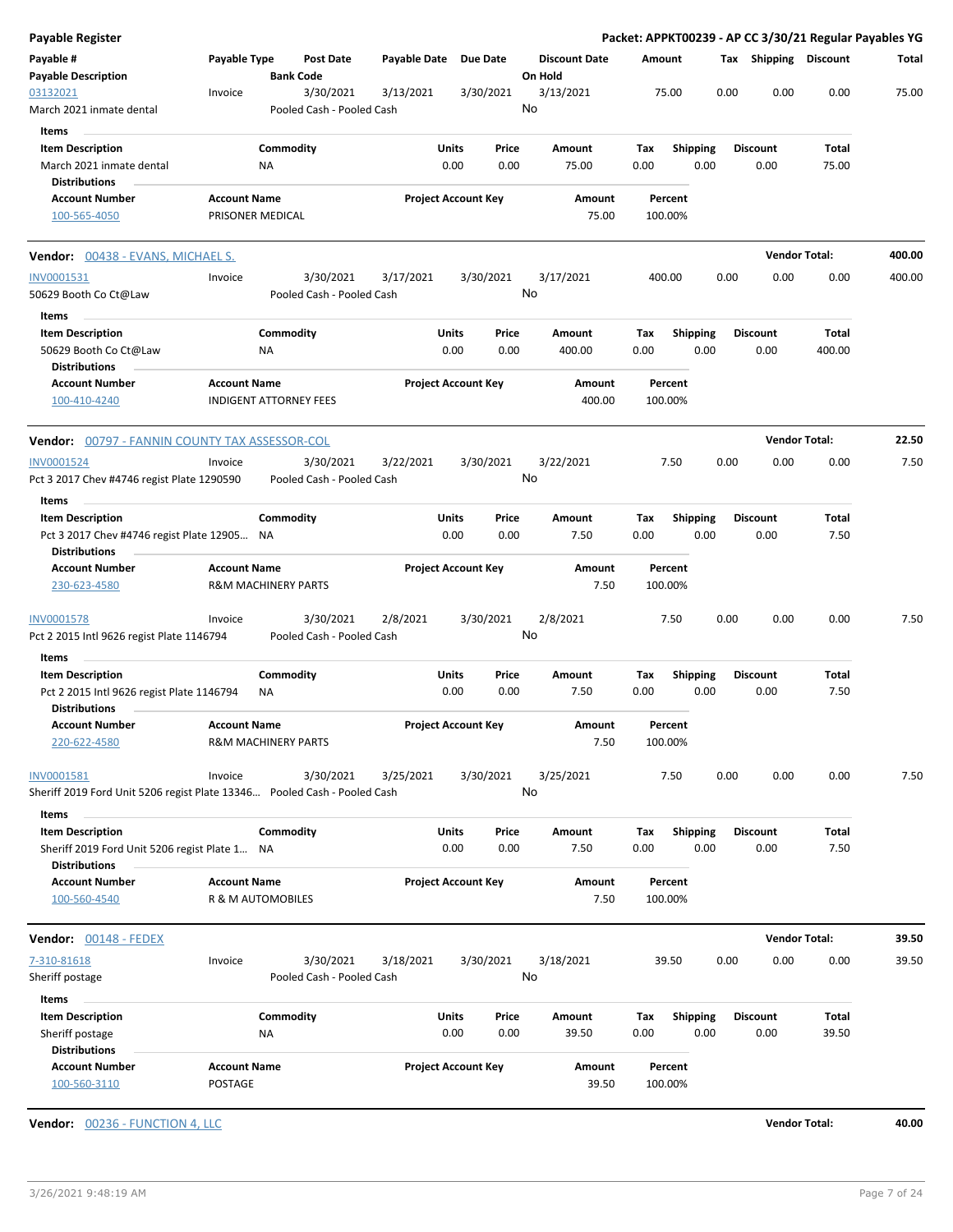# Payable Register

**Packet: APPKT00239 - AP CC 3/30/21 Regular Payables YG**

| Payable # / Payable Description | Payable Type | Post Date / Bank Code | Payable Date | Due Date | Discount Date / On Hold | Amount | Tax | Shipping | Discount | Total |
|---|---|---|---|---|---|---|---|---|---|---|
| 03132021 / March 2021 inmate dental | Invoice | 3/30/2021 / Pooled Cash - Pooled Cash | 3/13/2021 | 3/30/2021 | 3/13/2021 / No | 75.00 | 0.00 | 0.00 | 0.00 | 75.00 |

**Items**

| Item Description | Commodity | Units | Price | Amount | Tax | Shipping | Discount | Total |
|---|---|---|---|---|---|---|---|---|
| March 2021 inmate dental | NA | 0.00 | 0.00 | 75.00 | 0.00 | 0.00 | 0.00 | 75.00 |

**Distributions**

| Account Number | Account Name | Project Account Key | Amount | Percent |
|---|---|---|---|---|
| 100-565-4050 | PRISONER MEDICAL | | 75.00 | 100.00% |

**Vendor: 00438 - EVANS, MICHAEL S.** — Vendor Total: **400.00**

| Payable # / Payable Description | Payable Type | Post Date / Bank Code | Payable Date | Due Date | Discount Date / On Hold | Amount | Tax | Shipping | Discount | Total |
|---|---|---|---|---|---|---|---|---|---|---|
| INV0001531 / 50629 Booth Co Ct@Law | Invoice | 3/30/2021 / Pooled Cash - Pooled Cash | 3/17/2021 | 3/30/2021 | 3/17/2021 / No | 400.00 | 0.00 | 0.00 | 0.00 | 400.00 |

**Items**

| Item Description | Commodity | Units | Price | Amount | Tax | Shipping | Discount | Total |
|---|---|---|---|---|---|---|---|---|
| 50629 Booth Co Ct@Law | NA | 0.00 | 0.00 | 400.00 | 0.00 | 0.00 | 0.00 | 400.00 |

**Distributions**

| Account Number | Account Name | Project Account Key | Amount | Percent |
|---|---|---|---|---|
| 100-410-4240 | INDIGENT ATTORNEY FEES | | 400.00 | 100.00% |

**Vendor: 00797 - FANNIN COUNTY TAX ASSESSOR-COL** — Vendor Total: **22.50**

| Payable # / Payable Description | Payable Type | Post Date / Bank Code | Payable Date | Due Date | Discount Date / On Hold | Amount | Tax | Shipping | Discount | Total |
|---|---|---|---|---|---|---|---|---|---|---|
| INV0001524 / Pct 3 2017 Chev #4746 regist Plate 1290590 | Invoice | 3/30/2021 / Pooled Cash - Pooled Cash | 3/22/2021 | 3/30/2021 | 3/22/2021 / No | 7.50 | 0.00 | 0.00 | 0.00 | 7.50 |

**Items**

| Item Description | Commodity | Units | Price | Amount | Tax | Shipping | Discount | Total |
|---|---|---|---|---|---|---|---|---|
| Pct 3 2017 Chev #4746 regist Plate 12905... | NA | 0.00 | 0.00 | 7.50 | 0.00 | 0.00 | 0.00 | 7.50 |

**Distributions**

| Account Number | Account Name | Project Account Key | Amount | Percent |
|---|---|---|---|---|
| 230-623-4580 | R&M MACHINERY PARTS | | 7.50 | 100.00% |

| Payable # / Payable Description | Payable Type | Post Date / Bank Code | Payable Date | Due Date | Discount Date / On Hold | Amount | Tax | Shipping | Discount | Total |
|---|---|---|---|---|---|---|---|---|---|---|
| INV0001578 / Pct 2 2015 Intl 9626 regist Plate 1146794 | Invoice | 3/30/2021 / Pooled Cash - Pooled Cash | 2/8/2021 | 3/30/2021 | 2/8/2021 / No | 7.50 | 0.00 | 0.00 | 0.00 | 7.50 |

**Items**

| Item Description | Commodity | Units | Price | Amount | Tax | Shipping | Discount | Total |
|---|---|---|---|---|---|---|---|---|
| Pct 2 2015 Intl 9626 regist Plate 1146794 | NA | 0.00 | 0.00 | 7.50 | 0.00 | 0.00 | 0.00 | 7.50 |

**Distributions**

| Account Number | Account Name | Project Account Key | Amount | Percent |
|---|---|---|---|---|
| 220-622-4580 | R&M MACHINERY PARTS | | 7.50 | 100.00% |

| Payable # / Payable Description | Payable Type | Post Date / Bank Code | Payable Date | Due Date | Discount Date / On Hold | Amount | Tax | Shipping | Discount | Total |
|---|---|---|---|---|---|---|---|---|---|---|
| INV0001581 / Sheriff 2019 Ford Unit 5206 regist Plate 13346... | Invoice | 3/30/2021 / Pooled Cash - Pooled Cash | 3/25/2021 | 3/30/2021 | 3/25/2021 / No | 7.50 | 0.00 | 0.00 | 0.00 | 7.50 |

**Items**

| Item Description | Commodity | Units | Price | Amount | Tax | Shipping | Discount | Total |
|---|---|---|---|---|---|---|---|---|
| Sheriff 2019 Ford Unit 5206 regist Plate 1... | NA | 0.00 | 0.00 | 7.50 | 0.00 | 0.00 | 0.00 | 7.50 |

**Distributions**

| Account Number | Account Name | Project Account Key | Amount | Percent |
|---|---|---|---|---|
| 100-560-4540 | R & M AUTOMOBILES | | 7.50 | 100.00% |

**Vendor: 00148 - FEDEX** — Vendor Total: **39.50**

| Payable # / Payable Description | Payable Type | Post Date / Bank Code | Payable Date | Due Date | Discount Date / On Hold | Amount | Tax | Shipping | Discount | Total |
|---|---|---|---|---|---|---|---|---|---|---|
| 7-310-81618 / Sheriff postage | Invoice | 3/30/2021 / Pooled Cash - Pooled Cash | 3/18/2021 | 3/30/2021 | 3/18/2021 / No | 39.50 | 0.00 | 0.00 | 0.00 | 39.50 |

**Items**

| Item Description | Commodity | Units | Price | Amount | Tax | Shipping | Discount | Total |
|---|---|---|---|---|---|---|---|---|
| Sheriff postage | NA | 0.00 | 0.00 | 39.50 | 0.00 | 0.00 | 0.00 | 39.50 |

**Distributions**

| Account Number | Account Name | Project Account Key | Amount | Percent |
|---|---|---|---|---|
| 100-560-3110 | POSTAGE | | 39.50 | 100.00% |

**Vendor: 00236 - FUNCTION 4, LLC** — Vendor Total: **40.00**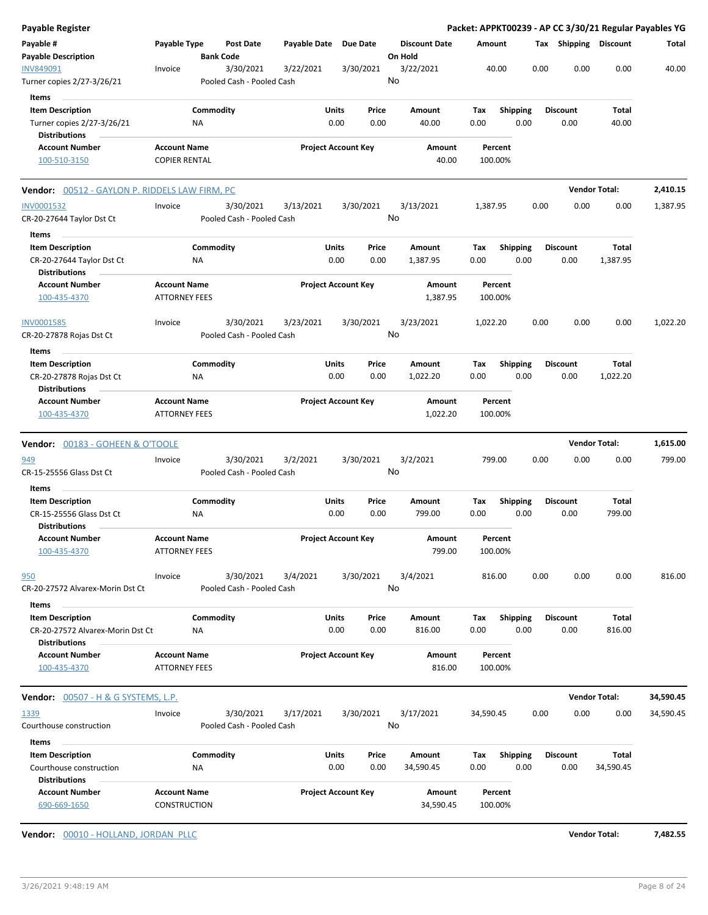**Payable Register** | **Packet: APPKT00239 - AP CC 3/30/21 Regular Payables YG**

| Payable # / Payable Description | Payable Type | Post Date / Bank Code | Payable Date | Due Date | Discount Date / On Hold | Amount | Tax | Shipping | Discount | Total |
|---|---|---|---|---|---|---|---|---|---|---|
| INV849091 | Invoice | 3/30/2021 | 3/22/2021 | 3/30/2021 | 3/22/2021 | 40.00 | 0.00 | 0.00 | 0.00 | 40.00 |
| Turner copies 2/27-3/26/21 | | Pooled Cash - Pooled Cash | | | No | | | | | |

**Items**

| Item Description | Commodity | Units | Price | Amount | Tax | Shipping | Discount | Total |
|---|---|---|---|---|---|---|---|---|
| Turner copies 2/27-3/26/21 | NA | 0.00 | 0.00 | 40.00 | 0.00 | 0.00 | 0.00 | 40.00 |

**Distributions**

| Account Number | Account Name | Project Account Key | Amount | Percent |
|---|---|---|---|---|
| 100-510-3150 | COPIER RENTAL | | 40.00 | 100.00% |

**Vendor:** 00512 - GAYLON P. RIDDELS LAW FIRM, PC — **Vendor Total: 2,410.15**

| Payable # / Payable Description | Payable Type | Post Date / Bank Code | Payable Date | Due Date | Discount Date / On Hold | Amount | Tax | Shipping | Discount | Total |
|---|---|---|---|---|---|---|---|---|---|---|
| INV0001532 | Invoice | 3/30/2021 | 3/13/2021 | 3/30/2021 | 3/13/2021 | 1,387.95 | 0.00 | 0.00 | 0.00 | 1,387.95 |
| CR-20-27644 Taylor Dst Ct | | Pooled Cash - Pooled Cash | | | No | | | | | |

**Items**

| Item Description | Commodity | Units | Price | Amount | Tax | Shipping | Discount | Total |
|---|---|---|---|---|---|---|---|---|
| CR-20-27644 Taylor Dst Ct | NA | 0.00 | 0.00 | 1,387.95 | 0.00 | 0.00 | 0.00 | 1,387.95 |

**Distributions**

| Account Number | Account Name | Project Account Key | Amount | Percent |
|---|---|---|---|---|
| 100-435-4370 | ATTORNEY FEES | | 1,387.95 | 100.00% |

| Payable # / Payable Description | Payable Type | Post Date / Bank Code | Payable Date | Due Date | Discount Date / On Hold | Amount | Tax | Shipping | Discount | Total |
|---|---|---|---|---|---|---|---|---|---|---|
| INV0001585 | Invoice | 3/30/2021 | 3/23/2021 | 3/30/2021 | 3/23/2021 | 1,022.20 | 0.00 | 0.00 | 0.00 | 1,022.20 |
| CR-20-27878 Rojas Dst Ct | | Pooled Cash - Pooled Cash | | | No | | | | | |

**Items**

| Item Description | Commodity | Units | Price | Amount | Tax | Shipping | Discount | Total |
|---|---|---|---|---|---|---|---|---|
| CR-20-27878 Rojas Dst Ct | NA | 0.00 | 0.00 | 1,022.20 | 0.00 | 0.00 | 0.00 | 1,022.20 |

**Distributions**

| Account Number | Account Name | Project Account Key | Amount | Percent |
|---|---|---|---|---|
| 100-435-4370 | ATTORNEY FEES | | 1,022.20 | 100.00% |

**Vendor:** 00183 - GOHEEN & O'TOOLE — **Vendor Total: 1,615.00**

| Payable # / Payable Description | Payable Type | Post Date / Bank Code | Payable Date | Due Date | Discount Date / On Hold | Amount | Tax | Shipping | Discount | Total |
|---|---|---|---|---|---|---|---|---|---|---|
| 949 | Invoice | 3/30/2021 | 3/2/2021 | 3/30/2021 | 3/2/2021 | 799.00 | 0.00 | 0.00 | 0.00 | 799.00 |
| CR-15-25556 Glass Dst Ct | | Pooled Cash - Pooled Cash | | | No | | | | | |

**Items**

| Item Description | Commodity | Units | Price | Amount | Tax | Shipping | Discount | Total |
|---|---|---|---|---|---|---|---|---|
| CR-15-25556 Glass Dst Ct | NA | 0.00 | 0.00 | 799.00 | 0.00 | 0.00 | 0.00 | 799.00 |

**Distributions**

| Account Number | Account Name | Project Account Key | Amount | Percent |
|---|---|---|---|---|
| 100-435-4370 | ATTORNEY FEES | | 799.00 | 100.00% |

| Payable # / Payable Description | Payable Type | Post Date / Bank Code | Payable Date | Due Date | Discount Date / On Hold | Amount | Tax | Shipping | Discount | Total |
|---|---|---|---|---|---|---|---|---|---|---|
| 950 | Invoice | 3/30/2021 | 3/4/2021 | 3/30/2021 | 3/4/2021 | 816.00 | 0.00 | 0.00 | 0.00 | 816.00 |
| CR-20-27572 Alvarex-Morin Dst Ct | | Pooled Cash - Pooled Cash | | | No | | | | | |

**Items**

| Item Description | Commodity | Units | Price | Amount | Tax | Shipping | Discount | Total |
|---|---|---|---|---|---|---|---|---|
| CR-20-27572 Alvarex-Morin Dst Ct | NA | 0.00 | 0.00 | 816.00 | 0.00 | 0.00 | 0.00 | 816.00 |

**Distributions**

| Account Number | Account Name | Project Account Key | Amount | Percent |
|---|---|---|---|---|
| 100-435-4370 | ATTORNEY FEES | | 816.00 | 100.00% |

**Vendor:** 00507 - H & G SYSTEMS, L.P. — **Vendor Total: 34,590.45**

| Payable # / Payable Description | Payable Type | Post Date / Bank Code | Payable Date | Due Date | Discount Date / On Hold | Amount | Tax | Shipping | Discount | Total |
|---|---|---|---|---|---|---|---|---|---|---|
| 1339 | Invoice | 3/30/2021 | 3/17/2021 | 3/30/2021 | 3/17/2021 | 34,590.45 | 0.00 | 0.00 | 0.00 | 34,590.45 |
| Courthouse construction | | Pooled Cash - Pooled Cash | | | No | | | | | |

**Items**

| Item Description | Commodity | Units | Price | Amount | Tax | Shipping | Discount | Total |
|---|---|---|---|---|---|---|---|---|
| Courthouse construction | NA | 0.00 | 0.00 | 34,590.45 | 0.00 | 0.00 | 0.00 | 34,590.45 |

**Distributions**

| Account Number | Account Name | Project Account Key | Amount | Percent |
|---|---|---|---|---|
| 690-669-1650 | CONSTRUCTION | | 34,590.45 | 100.00% |

**Vendor:** 00010 - HOLLAND, JORDAN PLLC — **Vendor Total: 7,482.55**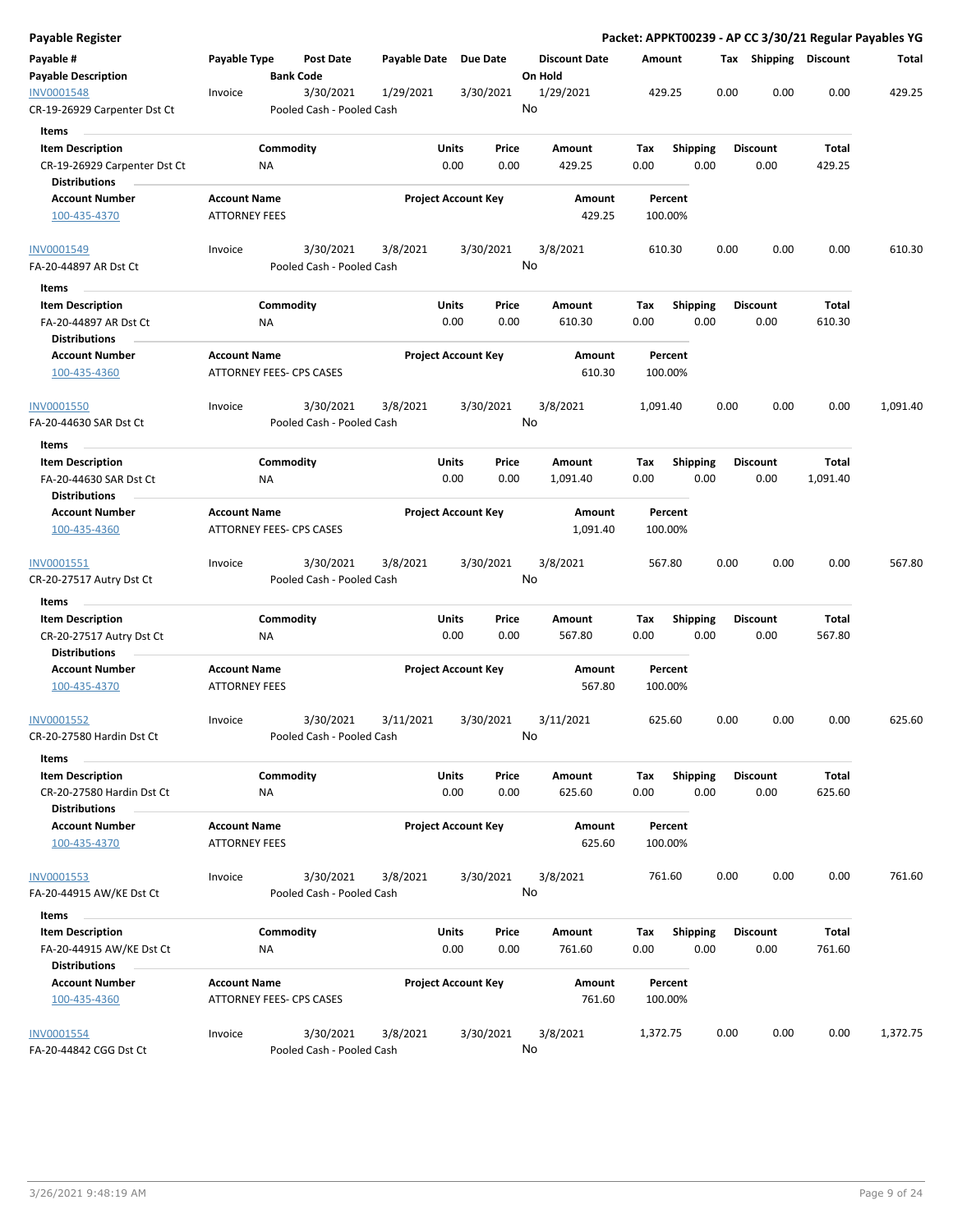**Payable Register**

**Packet: APPKT00239 - AP CC 3/30/21 Regular Payables YG**

| Payable # / Payable Description | Payable Type | Post Date / Bank Code | Payable Date | Due Date | Discount Date / On Hold | Amount | Tax | Shipping | Discount | Total |
|---|---|---|---|---|---|---|---|---|---|---|
| INV0001548 | Invoice | 3/30/2021 | 1/29/2021 | 3/30/2021 | 1/29/2021 | 429.25 | 0.00 | 0.00 | 0.00 | 429.25 |
| CR-19-26929 Carpenter Dst Ct | | Pooled Cash - Pooled Cash | | | No | | | | | |

**Items**

| Item Description | Commodity | Units | Price | Amount | Tax | Shipping | Discount | Total |
|---|---|---|---|---|---|---|---|---|
| CR-19-26929 Carpenter Dst Ct | NA | 0.00 | 0.00 | 429.25 | 0.00 | 0.00 | 0.00 | 429.25 |

**Distributions**

| Account Number | Account Name | Project Account Key | Amount | Percent |
|---|---|---|---|---|
| 100-435-4370 | ATTORNEY FEES | | 429.25 | 100.00% |

| Payable # / Payable Description | Payable Type | Post Date / Bank Code | Payable Date | Due Date | Discount Date / On Hold | Amount | Tax | Shipping | Discount | Total |
|---|---|---|---|---|---|---|---|---|---|---|
| INV0001549 | Invoice | 3/30/2021 | 3/8/2021 | 3/30/2021 | 3/8/2021 | 610.30 | 0.00 | 0.00 | 0.00 | 610.30 |
| FA-20-44897 AR Dst Ct | | Pooled Cash - Pooled Cash | | | No | | | | | |

**Items**

| Item Description | Commodity | Units | Price | Amount | Tax | Shipping | Discount | Total |
|---|---|---|---|---|---|---|---|---|
| FA-20-44897 AR Dst Ct | NA | 0.00 | 0.00 | 610.30 | 0.00 | 0.00 | 0.00 | 610.30 |

**Distributions**

| Account Number | Account Name | Project Account Key | Amount | Percent |
|---|---|---|---|---|
| 100-435-4360 | ATTORNEY FEES- CPS CASES | | 610.30 | 100.00% |

| Payable # / Payable Description | Payable Type | Post Date / Bank Code | Payable Date | Due Date | Discount Date / On Hold | Amount | Tax | Shipping | Discount | Total |
|---|---|---|---|---|---|---|---|---|---|---|
| INV0001550 | Invoice | 3/30/2021 | 3/8/2021 | 3/30/2021 | 3/8/2021 | 1,091.40 | 0.00 | 0.00 | 0.00 | 1,091.40 |
| FA-20-44630 SAR Dst Ct | | Pooled Cash - Pooled Cash | | | No | | | | | |

**Items**

| Item Description | Commodity | Units | Price | Amount | Tax | Shipping | Discount | Total |
|---|---|---|---|---|---|---|---|---|
| FA-20-44630 SAR Dst Ct | NA | 0.00 | 0.00 | 1,091.40 | 0.00 | 0.00 | 0.00 | 1,091.40 |

**Distributions**

| Account Number | Account Name | Project Account Key | Amount | Percent |
|---|---|---|---|---|
| 100-435-4360 | ATTORNEY FEES- CPS CASES | | 1,091.40 | 100.00% |

| Payable # / Payable Description | Payable Type | Post Date / Bank Code | Payable Date | Due Date | Discount Date / On Hold | Amount | Tax | Shipping | Discount | Total |
|---|---|---|---|---|---|---|---|---|---|---|
| INV0001551 | Invoice | 3/30/2021 | 3/8/2021 | 3/30/2021 | 3/8/2021 | 567.80 | 0.00 | 0.00 | 0.00 | 567.80 |
| CR-20-27517 Autry Dst Ct | | Pooled Cash - Pooled Cash | | | No | | | | | |

**Items**

| Item Description | Commodity | Units | Price | Amount | Tax | Shipping | Discount | Total |
|---|---|---|---|---|---|---|---|---|
| CR-20-27517 Autry Dst Ct | NA | 0.00 | 0.00 | 567.80 | 0.00 | 0.00 | 0.00 | 567.80 |

**Distributions**

| Account Number | Account Name | Project Account Key | Amount | Percent |
|---|---|---|---|---|
| 100-435-4370 | ATTORNEY FEES | | 567.80 | 100.00% |

| Payable # / Payable Description | Payable Type | Post Date / Bank Code | Payable Date | Due Date | Discount Date / On Hold | Amount | Tax | Shipping | Discount | Total |
|---|---|---|---|---|---|---|---|---|---|---|
| INV0001552 | Invoice | 3/30/2021 | 3/11/2021 | 3/30/2021 | 3/11/2021 | 625.60 | 0.00 | 0.00 | 0.00 | 625.60 |
| CR-20-27580 Hardin Dst Ct | | Pooled Cash - Pooled Cash | | | No | | | | | |

**Items**

| Item Description | Commodity | Units | Price | Amount | Tax | Shipping | Discount | Total |
|---|---|---|---|---|---|---|---|---|
| CR-20-27580 Hardin Dst Ct | NA | 0.00 | 0.00 | 625.60 | 0.00 | 0.00 | 0.00 | 625.60 |

**Distributions**

| Account Number | Account Name | Project Account Key | Amount | Percent |
|---|---|---|---|---|
| 100-435-4370 | ATTORNEY FEES | | 625.60 | 100.00% |

| Payable # / Payable Description | Payable Type | Post Date / Bank Code | Payable Date | Due Date | Discount Date / On Hold | Amount | Tax | Shipping | Discount | Total |
|---|---|---|---|---|---|---|---|---|---|---|
| INV0001553 | Invoice | 3/30/2021 | 3/8/2021 | 3/30/2021 | 3/8/2021 | 761.60 | 0.00 | 0.00 | 0.00 | 761.60 |
| FA-20-44915 AW/KE Dst Ct | | Pooled Cash - Pooled Cash | | | No | | | | | |

**Items**

| Item Description | Commodity | Units | Price | Amount | Tax | Shipping | Discount | Total |
|---|---|---|---|---|---|---|---|---|
| FA-20-44915 AW/KE Dst Ct | NA | 0.00 | 0.00 | 761.60 | 0.00 | 0.00 | 0.00 | 761.60 |

**Distributions**

| Account Number | Account Name | Project Account Key | Amount | Percent |
|---|---|---|---|---|
| 100-435-4360 | ATTORNEY FEES- CPS CASES | | 761.60 | 100.00% |

| Payable # / Payable Description | Payable Type | Post Date / Bank Code | Payable Date | Due Date | Discount Date / On Hold | Amount | Tax | Shipping | Discount | Total |
|---|---|---|---|---|---|---|---|---|---|---|
| INV0001554 | Invoice | 3/30/2021 | 3/8/2021 | 3/30/2021 | 3/8/2021 | 1,372.75 | 0.00 | 0.00 | 0.00 | 1,372.75 |
| FA-20-44842 CGG Dst Ct | | Pooled Cash - Pooled Cash | | | No | | | | | |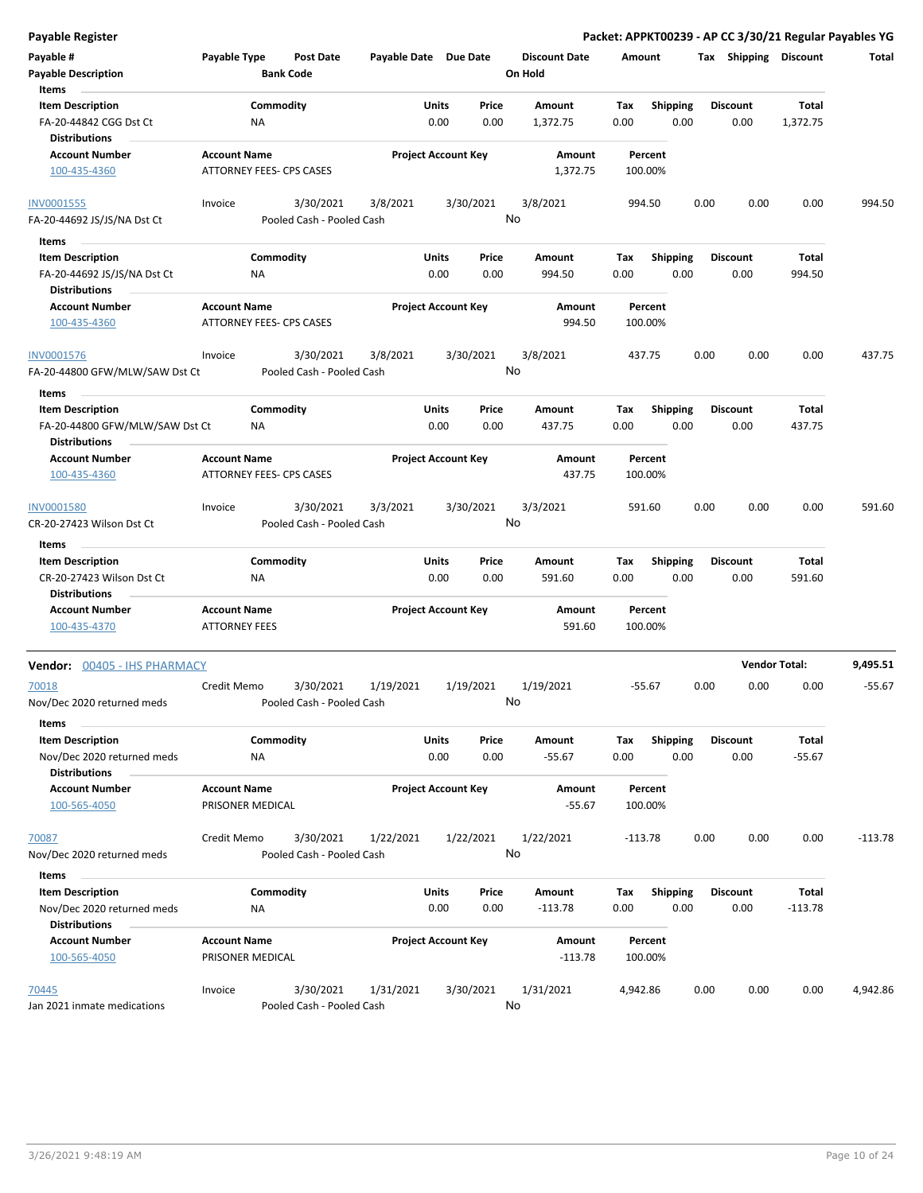**Payable Register** — **Packet: APPKT00239 - AP CC 3/30/21 Regular Payables YG**

| Payable # | Payable Type | Post Date | Payable Date | Due Date | Discount Date | Amount | Tax | Shipping | Discount | Total |
|---|---|---|---|---|---|---|---|---|---|---|
| **Payable Description** | | **Bank Code** | | | **On Hold** | | | | | |

**Items**

| Item Description | Commodity | Units | Price | Amount | Tax | Shipping | Discount | Total |
|---|---|---|---|---|---|---|---|---|
| FA-20-44842 CGG Dst Ct | NA | 0.00 | 0.00 | 1,372.75 | 0.00 | 0.00 | 0.00 | 1,372.75 |

**Distributions**

| Account Number | Account Name | Project Account Key | Amount | Percent |
|---|---|---|---|---|
| 100-435-4360 | ATTORNEY FEES- CPS CASES | | 1,372.75 | 100.00% |

| Payable # | Payable Type | Post Date | Payable Date | Due Date | Discount Date | Amount | Tax | Shipping | Discount | Total |
|---|---|---|---|---|---|---|---|---|---|---|
| INV0001555 | Invoice | 3/30/2021 | 3/8/2021 | 3/30/2021 | 3/8/2021 | 994.50 | 0.00 | 0.00 | 0.00 | 994.50 |
| FA-20-44692 JS/JS/NA Dst Ct | | Pooled Cash - Pooled Cash | | | No | | | | | |

**Items**

| Item Description | Commodity | Units | Price | Amount | Tax | Shipping | Discount | Total |
|---|---|---|---|---|---|---|---|---|
| FA-20-44692 JS/JS/NA Dst Ct | NA | 0.00 | 0.00 | 994.50 | 0.00 | 0.00 | 0.00 | 994.50 |

**Distributions**

| Account Number | Account Name | Project Account Key | Amount | Percent |
|---|---|---|---|---|
| 100-435-4360 | ATTORNEY FEES- CPS CASES | | 994.50 | 100.00% |

| Payable # | Payable Type | Post Date | Payable Date | Due Date | Discount Date | Amount | Tax | Shipping | Discount | Total |
|---|---|---|---|---|---|---|---|---|---|---|
| INV0001576 | Invoice | 3/30/2021 | 3/8/2021 | 3/30/2021 | 3/8/2021 | 437.75 | 0.00 | 0.00 | 0.00 | 437.75 |
| FA-20-44800 GFW/MLW/SAW Dst Ct | | Pooled Cash - Pooled Cash | | | No | | | | | |

**Items**

| Item Description | Commodity | Units | Price | Amount | Tax | Shipping | Discount | Total |
|---|---|---|---|---|---|---|---|---|
| FA-20-44800 GFW/MLW/SAW Dst Ct | NA | 0.00 | 0.00 | 437.75 | 0.00 | 0.00 | 0.00 | 437.75 |

**Distributions**

| Account Number | Account Name | Project Account Key | Amount | Percent |
|---|---|---|---|---|
| 100-435-4360 | ATTORNEY FEES- CPS CASES | | 437.75 | 100.00% |

| Payable # | Payable Type | Post Date | Payable Date | Due Date | Discount Date | Amount | Tax | Shipping | Discount | Total |
|---|---|---|---|---|---|---|---|---|---|---|
| INV0001580 | Invoice | 3/30/2021 | 3/3/2021 | 3/30/2021 | 3/3/2021 | 591.60 | 0.00 | 0.00 | 0.00 | 591.60 |
| CR-20-27423 Wilson Dst Ct | | Pooled Cash - Pooled Cash | | | No | | | | | |

**Items**

| Item Description | Commodity | Units | Price | Amount | Tax | Shipping | Discount | Total |
|---|---|---|---|---|---|---|---|---|
| CR-20-27423 Wilson Dst Ct | NA | 0.00 | 0.00 | 591.60 | 0.00 | 0.00 | 0.00 | 591.60 |

**Distributions**

| Account Number | Account Name | Project Account Key | Amount | Percent |
|---|---|---|---|---|
| 100-435-4370 | ATTORNEY FEES | | 591.60 | 100.00% |

**Vendor Total: 9,495.51**

## Vendor: 00405 - IHS PHARMACY

| Payable # | Payable Type | Post Date | Payable Date | Due Date | Discount Date | Amount | Tax | Shipping | Discount | Total |
|---|---|---|---|---|---|---|---|---|---|---|
| 70018 | Credit Memo | 3/30/2021 | 1/19/2021 | 1/19/2021 | 1/19/2021 | -55.67 | 0.00 | 0.00 | 0.00 | -55.67 |
| Nov/Dec 2020 returned meds | | Pooled Cash - Pooled Cash | | | No | | | | | |

**Items**

| Item Description | Commodity | Units | Price | Amount | Tax | Shipping | Discount | Total |
|---|---|---|---|---|---|---|---|---|
| Nov/Dec 2020 returned meds | NA | 0.00 | 0.00 | -55.67 | 0.00 | 0.00 | 0.00 | -55.67 |

**Distributions**

| Account Number | Account Name | Project Account Key | Amount | Percent |
|---|---|---|---|---|
| 100-565-4050 | PRISONER MEDICAL | | -55.67 | 100.00% |

| Payable # | Payable Type | Post Date | Payable Date | Due Date | Discount Date | Amount | Tax | Shipping | Discount | Total |
|---|---|---|---|---|---|---|---|---|---|---|
| 70087 | Credit Memo | 3/30/2021 | 1/22/2021 | 1/22/2021 | 1/22/2021 | -113.78 | 0.00 | 0.00 | 0.00 | -113.78 |
| Nov/Dec 2020 returned meds | | Pooled Cash - Pooled Cash | | | No | | | | | |

**Items**

| Item Description | Commodity | Units | Price | Amount | Tax | Shipping | Discount | Total |
|---|---|---|---|---|---|---|---|---|
| Nov/Dec 2020 returned meds | NA | 0.00 | 0.00 | -113.78 | 0.00 | 0.00 | 0.00 | -113.78 |

**Distributions**

| Account Number | Account Name | Project Account Key | Amount | Percent |
|---|---|---|---|---|
| 100-565-4050 | PRISONER MEDICAL | | -113.78 | 100.00% |

| Payable # | Payable Type | Post Date | Payable Date | Due Date | Discount Date | Amount | Tax | Shipping | Discount | Total |
|---|---|---|---|---|---|---|---|---|---|---|
| 70445 | Invoice | 3/30/2021 | 1/31/2021 | 3/30/2021 | 1/31/2021 | 4,942.86 | 0.00 | 0.00 | 0.00 | 4,942.86 |
| Jan 2021 inmate medications | | Pooled Cash - Pooled Cash | | | No | | | | | |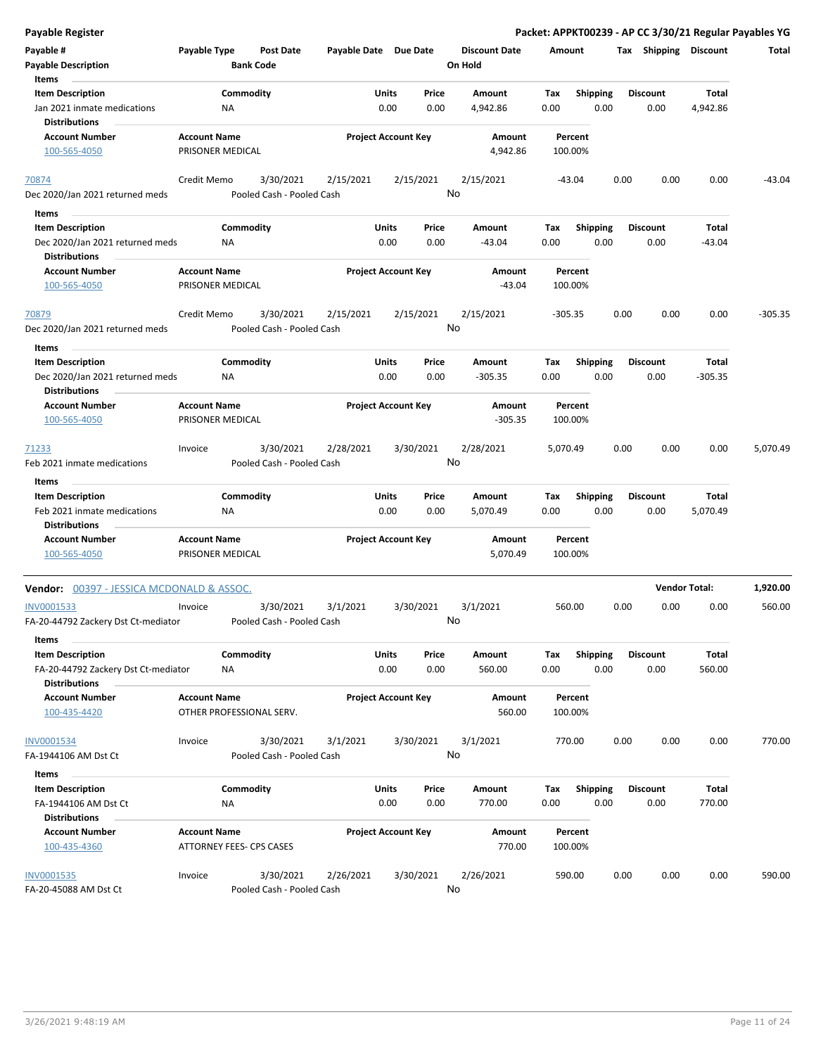**Payable Register** — **Packet: APPKT00239 - AP CC 3/30/21 Regular Payables YG**

| Payable # / Payable Description | Payable Type | Post Date / Bank Code | Payable Date | Due Date | Discount Date / On Hold | Amount | Tax | Shipping | Discount | Total |
|---|---|---|---|---|---|---|---|---|---|---|

**Items**

| Item Description | Commodity | Units | Price | Amount | Tax | Shipping | Discount | Total |
|---|---|---|---|---|---|---|---|---|
| Jan 2021 inmate medications | NA | 0.00 | 0.00 | 4,942.86 | 0.00 | 0.00 | 0.00 | 4,942.86 |

**Distributions**

| Account Number | Account Name | Project Account Key | Amount | Percent |
|---|---|---|---|---|
| 100-565-4050 | PRISONER MEDICAL | | 4,942.86 | 100.00% |

| Payable # | Payable Type | Post Date | Payable Date | Due Date | Discount Date | Amount | Tax | Shipping | Discount | Total |
|---|---|---|---|---|---|---|---|---|---|---|
| 70874 | Credit Memo | 3/30/2021 | 2/15/2021 | 2/15/2021 | 2/15/2021 | -43.04 | 0.00 | 0.00 | 0.00 | -43.04 |

Dec 2020/Jan 2021 returned meds — Pooled Cash - Pooled Cash — On Hold: No

**Items**

| Item Description | Commodity | Units | Price | Amount | Tax | Shipping | Discount | Total |
|---|---|---|---|---|---|---|---|---|
| Dec 2020/Jan 2021 returned meds | NA | 0.00 | 0.00 | -43.04 | 0.00 | 0.00 | 0.00 | -43.04 |

**Distributions**

| Account Number | Account Name | Project Account Key | Amount | Percent |
|---|---|---|---|---|
| 100-565-4050 | PRISONER MEDICAL | | -43.04 | 100.00% |

| Payable # | Payable Type | Post Date | Payable Date | Due Date | Discount Date | Amount | Tax | Shipping | Discount | Total |
|---|---|---|---|---|---|---|---|---|---|---|
| 70879 | Credit Memo | 3/30/2021 | 2/15/2021 | 2/15/2021 | 2/15/2021 | -305.35 | 0.00 | 0.00 | 0.00 | -305.35 |

Dec 2020/Jan 2021 returned meds — Pooled Cash - Pooled Cash — On Hold: No

**Items**

| Item Description | Commodity | Units | Price | Amount | Tax | Shipping | Discount | Total |
|---|---|---|---|---|---|---|---|---|
| Dec 2020/Jan 2021 returned meds | NA | 0.00 | 0.00 | -305.35 | 0.00 | 0.00 | 0.00 | -305.35 |

**Distributions**

| Account Number | Account Name | Project Account Key | Amount | Percent |
|---|---|---|---|---|
| 100-565-4050 | PRISONER MEDICAL | | -305.35 | 100.00% |

| Payable # | Payable Type | Post Date | Payable Date | Due Date | Discount Date | Amount | Tax | Shipping | Discount | Total |
|---|---|---|---|---|---|---|---|---|---|---|
| 71233 | Invoice | 3/30/2021 | 2/28/2021 | 3/30/2021 | 2/28/2021 | 5,070.49 | 0.00 | 0.00 | 0.00 | 5,070.49 |

Feb 2021 inmate medications — Pooled Cash - Pooled Cash — On Hold: No

**Items**

| Item Description | Commodity | Units | Price | Amount | Tax | Shipping | Discount | Total |
|---|---|---|---|---|---|---|---|---|
| Feb 2021 inmate medications | NA | 0.00 | 0.00 | 5,070.49 | 0.00 | 0.00 | 0.00 | 5,070.49 |

**Distributions**

| Account Number | Account Name | Project Account Key | Amount | Percent |
|---|---|---|---|---|
| 100-565-4050 | PRISONER MEDICAL | | 5,070.49 | 100.00% |

**Vendor: 00397 - JESSICA MCDONALD & ASSOC.** — **Vendor Total: 1,920.00**

| Payable # | Payable Type | Post Date | Payable Date | Due Date | Discount Date | Amount | Tax | Shipping | Discount | Total |
|---|---|---|---|---|---|---|---|---|---|---|
| INV0001533 | Invoice | 3/30/2021 | 3/1/2021 | 3/30/2021 | 3/1/2021 | 560.00 | 0.00 | 0.00 | 0.00 | 560.00 |

FA-20-44792 Zackery Dst Ct-mediator — Pooled Cash - Pooled Cash — On Hold: No

**Items**

| Item Description | Commodity | Units | Price | Amount | Tax | Shipping | Discount | Total |
|---|---|---|---|---|---|---|---|---|
| FA-20-44792 Zackery Dst Ct-mediator | NA | 0.00 | 0.00 | 560.00 | 0.00 | 0.00 | 0.00 | 560.00 |

**Distributions**

| Account Number | Account Name | Project Account Key | Amount | Percent |
|---|---|---|---|---|
| 100-435-4420 | OTHER PROFESSIONAL SERV. | | 560.00 | 100.00% |

| Payable # | Payable Type | Post Date | Payable Date | Due Date | Discount Date | Amount | Tax | Shipping | Discount | Total |
|---|---|---|---|---|---|---|---|---|---|---|
| INV0001534 | Invoice | 3/30/2021 | 3/1/2021 | 3/30/2021 | 3/1/2021 | 770.00 | 0.00 | 0.00 | 0.00 | 770.00 |

FA-1944106 AM Dst Ct — Pooled Cash - Pooled Cash — On Hold: No

**Items**

| Item Description | Commodity | Units | Price | Amount | Tax | Shipping | Discount | Total |
|---|---|---|---|---|---|---|---|---|
| FA-1944106 AM Dst Ct | NA | 0.00 | 0.00 | 770.00 | 0.00 | 0.00 | 0.00 | 770.00 |

**Distributions**

| Account Number | Account Name | Project Account Key | Amount | Percent |
|---|---|---|---|---|
| 100-435-4360 | ATTORNEY FEES- CPS CASES | | 770.00 | 100.00% |

| Payable # | Payable Type | Post Date | Payable Date | Due Date | Discount Date | Amount | Tax | Shipping | Discount | Total |
|---|---|---|---|---|---|---|---|---|---|---|
| INV0001535 | Invoice | 3/30/2021 | 2/26/2021 | 3/30/2021 | 2/26/2021 | 590.00 | 0.00 | 0.00 | 0.00 | 590.00 |

FA-20-45088 AM Dst Ct — Pooled Cash - Pooled Cash — On Hold: No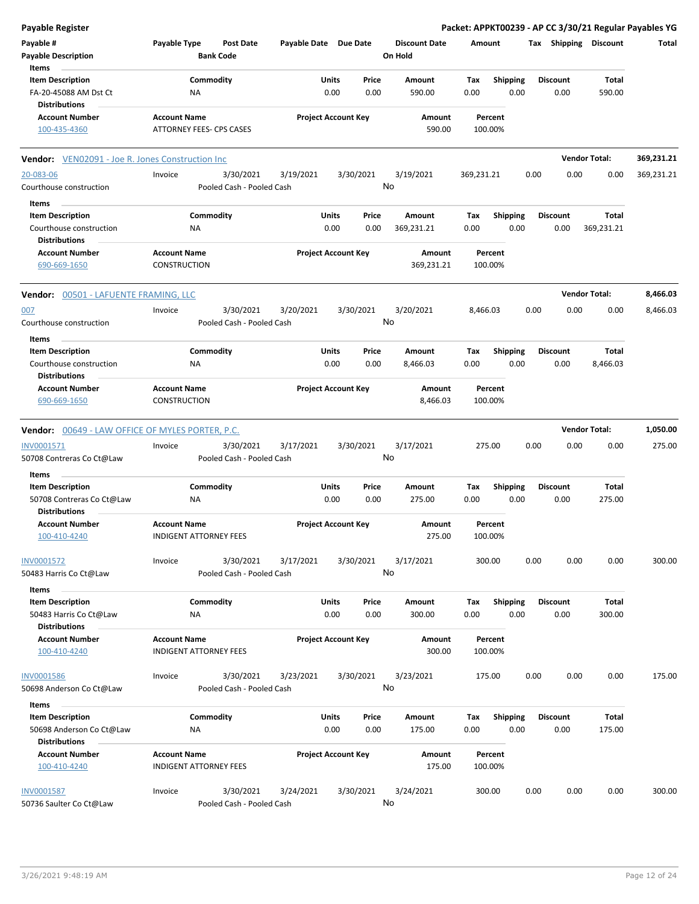| Item Description | Commodity | Units | Price | Amount | Tax | Shipping | Discount | Total |
|---|---|---|---|---|---|---|---|---|
| FA-20-45088 AM Dst Ct | NA | 0.00 | 0.00 | 590.00 | 0.00 | 0.00 | 0.00 | 590.00 |

**Distributions**

| Account Number | Account Name | Project Account Key | Amount | Percent |
|---|---|---|---|---|
| 100-435-4360 | ATTORNEY FEES- CPS CASES | | 590.00 | 100.00% |

**Vendor:** VEN02091 - Joe R. Jones Construction Inc — **Vendor Total:** 369,231.21

| Payable # | Payable Type | Post Date | Payable Date | Due Date | Discount Date | Amount | Tax | Shipping | Discount | Total |
|---|---|---|---|---|---|---|---|---|---|---|
| 20-083-06 | Invoice | 3/30/2021 | 3/19/2021 | 3/30/2021 | 3/19/2021 | 369,231.21 | 0.00 | 0.00 | 0.00 | 369,231.21 |
| Courthouse construction | | Pooled Cash - Pooled Cash | | | No | | | | | |

**Items**

| Item Description | Commodity | Units | Price | Amount | Tax | Shipping | Discount | Total |
|---|---|---|---|---|---|---|---|---|
| Courthouse construction | NA | 0.00 | 0.00 | 369,231.21 | 0.00 | 0.00 | 0.00 | 369,231.21 |

**Distributions**

| Account Number | Account Name | Project Account Key | Amount | Percent |
|---|---|---|---|---|
| 690-669-1650 | CONSTRUCTION | | 369,231.21 | 100.00% |

**Vendor:** 00501 - LAFUENTE FRAMING, LLC — **Vendor Total:** 8,466.03

| Payable # | Payable Type | Post Date | Payable Date | Due Date | Discount Date | Amount | Tax | Shipping | Discount | Total |
|---|---|---|---|---|---|---|---|---|---|---|
| 007 | Invoice | 3/30/2021 | 3/20/2021 | 3/30/2021 | 3/20/2021 | 8,466.03 | 0.00 | 0.00 | 0.00 | 8,466.03 |
| Courthouse construction | | Pooled Cash - Pooled Cash | | | No | | | | | |

**Items**

| Item Description | Commodity | Units | Price | Amount | Tax | Shipping | Discount | Total |
|---|---|---|---|---|---|---|---|---|
| Courthouse construction | NA | 0.00 | 0.00 | 8,466.03 | 0.00 | 0.00 | 0.00 | 8,466.03 |

**Distributions**

| Account Number | Account Name | Project Account Key | Amount | Percent |
|---|---|---|---|---|
| 690-669-1650 | CONSTRUCTION | | 8,466.03 | 100.00% |

**Vendor:** 00649 - LAW OFFICE OF MYLES PORTER, P.C. — **Vendor Total:** 1,050.00

| Payable # | Payable Type | Post Date | Payable Date | Due Date | Discount Date | Amount | Tax | Shipping | Discount | Total |
|---|---|---|---|---|---|---|---|---|---|---|
| INV0001571 | Invoice | 3/30/2021 | 3/17/2021 | 3/30/2021 | 3/17/2021 | 275.00 | 0.00 | 0.00 | 0.00 | 275.00 |
| 50708 Contreras Co Ct@Law | | Pooled Cash - Pooled Cash | | | No | | | | | |

**Items**

| Item Description | Commodity | Units | Price | Amount | Tax | Shipping | Discount | Total |
|---|---|---|---|---|---|---|---|---|
| 50708 Contreras Co Ct@Law | NA | 0.00 | 0.00 | 275.00 | 0.00 | 0.00 | 0.00 | 275.00 |

**Distributions**

| Account Number | Account Name | Project Account Key | Amount | Percent |
|---|---|---|---|---|
| 100-410-4240 | INDIGENT ATTORNEY FEES | | 275.00 | 100.00% |

| Payable # | Payable Type | Post Date | Payable Date | Due Date | Discount Date | Amount | Tax | Shipping | Discount | Total |
|---|---|---|---|---|---|---|---|---|---|---|
| INV0001572 | Invoice | 3/30/2021 | 3/17/2021 | 3/30/2021 | 3/17/2021 | 300.00 | 0.00 | 0.00 | 0.00 | 300.00 |
| 50483 Harris Co Ct@Law | | Pooled Cash - Pooled Cash | | | No | | | | | |

**Items**

| Item Description | Commodity | Units | Price | Amount | Tax | Shipping | Discount | Total |
|---|---|---|---|---|---|---|---|---|
| 50483 Harris Co Ct@Law | NA | 0.00 | 0.00 | 300.00 | 0.00 | 0.00 | 0.00 | 300.00 |

**Distributions**

| Account Number | Account Name | Project Account Key | Amount | Percent |
|---|---|---|---|---|
| 100-410-4240 | INDIGENT ATTORNEY FEES | | 300.00 | 100.00% |

| Payable # | Payable Type | Post Date | Payable Date | Due Date | Discount Date | Amount | Tax | Shipping | Discount | Total |
|---|---|---|---|---|---|---|---|---|---|---|
| INV0001586 | Invoice | 3/30/2021 | 3/23/2021 | 3/30/2021 | 3/23/2021 | 175.00 | 0.00 | 0.00 | 0.00 | 175.00 |
| 50698 Anderson Co Ct@Law | | Pooled Cash - Pooled Cash | | | No | | | | | |

**Items**

| Item Description | Commodity | Units | Price | Amount | Tax | Shipping | Discount | Total |
|---|---|---|---|---|---|---|---|---|
| 50698 Anderson Co Ct@Law | NA | 0.00 | 0.00 | 175.00 | 0.00 | 0.00 | 0.00 | 175.00 |

**Distributions**

| Account Number | Account Name | Project Account Key | Amount | Percent |
|---|---|---|---|---|
| 100-410-4240 | INDIGENT ATTORNEY FEES | | 175.00 | 100.00% |

| Payable # | Payable Type | Post Date | Payable Date | Due Date | Discount Date | Amount | Tax | Shipping | Discount | Total |
|---|---|---|---|---|---|---|---|---|---|---|
| INV0001587 | Invoice | 3/30/2021 | 3/24/2021 | 3/30/2021 | 3/24/2021 | 300.00 | 0.00 | 0.00 | 0.00 | 300.00 |
| 50736 Saulter Co Ct@Law | | Pooled Cash - Pooled Cash | | | No | | | | | |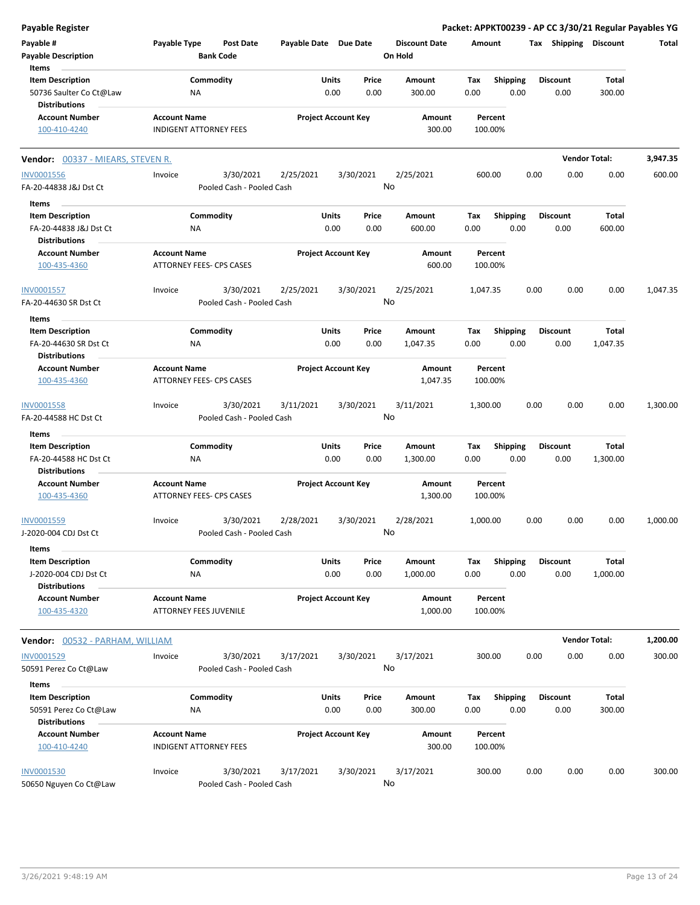| Payable # | Payable Type | Post Date | Payable Date | Due Date | Discount Date | Amount | Tax | Shipping | Discount | Total |
|---|---|---|---|---|---|---|---|---|---|---|
| Payable Description | | Bank Code | | | On Hold | | | | | |

**Items**

| Item Description | Commodity | Units | Price | Amount | Tax | Shipping | Discount | Total |
|---|---|---|---|---|---|---|---|---|
| 50736 Saulter Co Ct@Law | NA | 0.00 | 0.00 | 300.00 | 0.00 | 0.00 | 0.00 | 300.00 |

**Distributions**

| Account Number | Account Name | Project Account Key | Amount | Percent |
|---|---|---|---|---|
| 100-410-4240 | INDIGENT ATTORNEY FEES | | 300.00 | 100.00% |

## Vendor: 00337 - MIEARS, STEVEN R.

**Vendor Total: 3,947.35**

| Payable # | Payable Type | Post Date | Payable Date | Due Date | Discount Date | Amount | Tax | Shipping | Discount | Total |
|---|---|---|---|---|---|---|---|---|---|---|
| INV0001556 | Invoice | 3/30/2021 | 2/25/2021 | 3/30/2021 | 2/25/2021 | 600.00 | 0.00 | 0.00 | 0.00 | 600.00 |
| FA-20-44838 J&J Dst Ct | | Pooled Cash - Pooled Cash | | | No | | | | | |

**Items**

| Item Description | Commodity | Units | Price | Amount | Tax | Shipping | Discount | Total |
|---|---|---|---|---|---|---|---|---|
| FA-20-44838 J&J Dst Ct | NA | 0.00 | 0.00 | 600.00 | 0.00 | 0.00 | 0.00 | 600.00 |

**Distributions**

| Account Number | Account Name | Project Account Key | Amount | Percent |
|---|---|---|---|---|
| 100-435-4360 | ATTORNEY FEES- CPS CASES | | 600.00 | 100.00% |

| Payable # | Payable Type | Post Date | Payable Date | Due Date | Discount Date | Amount | Tax | Shipping | Discount | Total |
|---|---|---|---|---|---|---|---|---|---|---|
| INV0001557 | Invoice | 3/30/2021 | 2/25/2021 | 3/30/2021 | 2/25/2021 | 1,047.35 | 0.00 | 0.00 | 0.00 | 1,047.35 |
| FA-20-44630 SR Dst Ct | | Pooled Cash - Pooled Cash | | | No | | | | | |

**Items**

| Item Description | Commodity | Units | Price | Amount | Tax | Shipping | Discount | Total |
|---|---|---|---|---|---|---|---|---|
| FA-20-44630 SR Dst Ct | NA | 0.00 | 0.00 | 1,047.35 | 0.00 | 0.00 | 0.00 | 1,047.35 |

**Distributions**

| Account Number | Account Name | Project Account Key | Amount | Percent |
|---|---|---|---|---|
| 100-435-4360 | ATTORNEY FEES- CPS CASES | | 1,047.35 | 100.00% |

| Payable # | Payable Type | Post Date | Payable Date | Due Date | Discount Date | Amount | Tax | Shipping | Discount | Total |
|---|---|---|---|---|---|---|---|---|---|---|
| INV0001558 | Invoice | 3/30/2021 | 3/11/2021 | 3/30/2021 | 3/11/2021 | 1,300.00 | 0.00 | 0.00 | 0.00 | 1,300.00 |
| FA-20-44588 HC Dst Ct | | Pooled Cash - Pooled Cash | | | No | | | | | |

**Items**

| Item Description | Commodity | Units | Price | Amount | Tax | Shipping | Discount | Total |
|---|---|---|---|---|---|---|---|---|
| FA-20-44588 HC Dst Ct | NA | 0.00 | 0.00 | 1,300.00 | 0.00 | 0.00 | 0.00 | 1,300.00 |

**Distributions**

| Account Number | Account Name | Project Account Key | Amount | Percent |
|---|---|---|---|---|
| 100-435-4360 | ATTORNEY FEES- CPS CASES | | 1,300.00 | 100.00% |

| Payable # | Payable Type | Post Date | Payable Date | Due Date | Discount Date | Amount | Tax | Shipping | Discount | Total |
|---|---|---|---|---|---|---|---|---|---|---|
| INV0001559 | Invoice | 3/30/2021 | 2/28/2021 | 3/30/2021 | 2/28/2021 | 1,000.00 | 0.00 | 0.00 | 0.00 | 1,000.00 |
| J-2020-004 CDJ Dst Ct | | Pooled Cash - Pooled Cash | | | No | | | | | |

**Items**

| Item Description | Commodity | Units | Price | Amount | Tax | Shipping | Discount | Total |
|---|---|---|---|---|---|---|---|---|
| J-2020-004 CDJ Dst Ct | NA | 0.00 | 0.00 | 1,000.00 | 0.00 | 0.00 | 0.00 | 1,000.00 |

**Distributions**

| Account Number | Account Name | Project Account Key | Amount | Percent |
|---|---|---|---|---|
| 100-435-4320 | ATTORNEY FEES JUVENILE | | 1,000.00 | 100.00% |

## Vendor: 00532 - PARHAM, WILLIAM

**Vendor Total: 1,200.00**

| Payable # | Payable Type | Post Date | Payable Date | Due Date | Discount Date | Amount | Tax | Shipping | Discount | Total |
|---|---|---|---|---|---|---|---|---|---|---|
| INV0001529 | Invoice | 3/30/2021 | 3/17/2021 | 3/30/2021 | 3/17/2021 | 300.00 | 0.00 | 0.00 | 0.00 | 300.00 |
| 50591 Perez Co Ct@Law | | Pooled Cash - Pooled Cash | | | No | | | | | |

**Items**

| Item Description | Commodity | Units | Price | Amount | Tax | Shipping | Discount | Total |
|---|---|---|---|---|---|---|---|---|
| 50591 Perez Co Ct@Law | NA | 0.00 | 0.00 | 300.00 | 0.00 | 0.00 | 0.00 | 300.00 |

**Distributions**

| Account Number | Account Name | Project Account Key | Amount | Percent |
|---|---|---|---|---|
| 100-410-4240 | INDIGENT ATTORNEY FEES | | 300.00 | 100.00% |

| Payable # | Payable Type | Post Date | Payable Date | Due Date | Discount Date | Amount | Tax | Shipping | Discount | Total |
|---|---|---|---|---|---|---|---|---|---|---|
| INV0001530 | Invoice | 3/30/2021 | 3/17/2021 | 3/30/2021 | 3/17/2021 | 300.00 | 0.00 | 0.00 | 0.00 | 300.00 |
| 50650 Nguyen Co Ct@Law | | Pooled Cash - Pooled Cash | | | No | | | | | |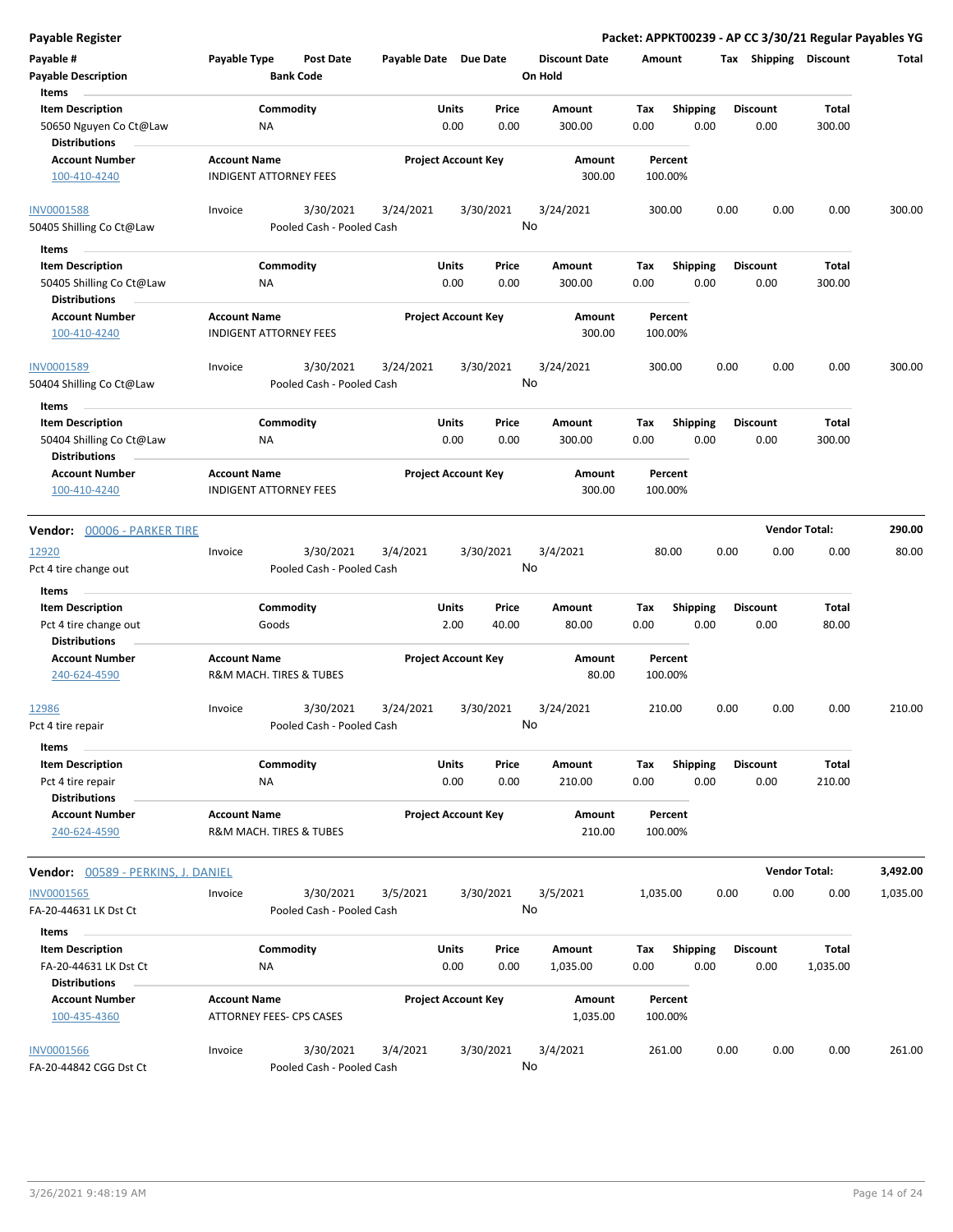# Payable Register

**Packet: APPKT00239 - AP CC 3/30/21 Regular Payables YG**

| Payable # | Payable Type | Post Date | Payable Date | Due Date | Discount Date | Amount | Tax | Shipping | Discount | Total |
|---|---|---|---|---|---|---|---|---|---|---|
| Payable Description | | Bank Code | | | On Hold | | | | | |

**Items**

| Item Description | Commodity | Units | Price | Amount | Tax | Shipping | Discount | Total |
|---|---|---|---|---|---|---|---|---|
| 50650 Nguyen Co Ct@Law | NA | 0.00 | 0.00 | 300.00 | 0.00 | 0.00 | 0.00 | 300.00 |

**Distributions**

| Account Number | Account Name | Project Account Key | Amount | Percent |
|---|---|---|---|---|
| 100-410-4240 | INDIGENT ATTORNEY FEES | | 300.00 | 100.00% |

| INV0001588 | Invoice | 3/30/2021 | 3/24/2021 | 3/30/2021 | 3/24/2021 | 300.00 | 0.00 | 0.00 | 0.00 | 300.00 |
|---|---|---|---|---|---|---|---|---|---|---|
| 50405 Shilling Co Ct@Law | | Pooled Cash - Pooled Cash | | | No | | | | | |

**Items**

| Item Description | Commodity | Units | Price | Amount | Tax | Shipping | Discount | Total |
|---|---|---|---|---|---|---|---|---|
| 50405 Shilling Co Ct@Law | NA | 0.00 | 0.00 | 300.00 | 0.00 | 0.00 | 0.00 | 300.00 |

**Distributions**

| Account Number | Account Name | Project Account Key | Amount | Percent |
|---|---|---|---|---|
| 100-410-4240 | INDIGENT ATTORNEY FEES | | 300.00 | 100.00% |

| INV0001589 | Invoice | 3/30/2021 | 3/24/2021 | 3/30/2021 | 3/24/2021 | 300.00 | 0.00 | 0.00 | 0.00 | 300.00 |
|---|---|---|---|---|---|---|---|---|---|---|
| 50404 Shilling Co Ct@Law | | Pooled Cash - Pooled Cash | | | No | | | | | |

**Items**

| Item Description | Commodity | Units | Price | Amount | Tax | Shipping | Discount | Total |
|---|---|---|---|---|---|---|---|---|
| 50404 Shilling Co Ct@Law | NA | 0.00 | 0.00 | 300.00 | 0.00 | 0.00 | 0.00 | 300.00 |

**Distributions**

| Account Number | Account Name | Project Account Key | Amount | Percent |
|---|---|---|---|---|
| 100-410-4240 | INDIGENT ATTORNEY FEES | | 300.00 | 100.00% |

## Vendor: 00006 - PARKER TIRE — Vendor Total: 290.00

| 12920 | Invoice | 3/30/2021 | 3/4/2021 | 3/30/2021 | 3/4/2021 | 80.00 | 0.00 | 0.00 | 0.00 | 80.00 |
|---|---|---|---|---|---|---|---|---|---|---|
| Pct 4 tire change out | | Pooled Cash - Pooled Cash | | | No | | | | | |

**Items**

| Item Description | Commodity | Units | Price | Amount | Tax | Shipping | Discount | Total |
|---|---|---|---|---|---|---|---|---|
| Pct 4 tire change out | Goods | 2.00 | 40.00 | 80.00 | 0.00 | 0.00 | 0.00 | 80.00 |

**Distributions**

| Account Number | Account Name | Project Account Key | Amount | Percent |
|---|---|---|---|---|
| 240-624-4590 | R&M MACH. TIRES & TUBES | | 80.00 | 100.00% |

| 12986 | Invoice | 3/30/2021 | 3/24/2021 | 3/30/2021 | 3/24/2021 | 210.00 | 0.00 | 0.00 | 0.00 | 210.00 |
|---|---|---|---|---|---|---|---|---|---|---|
| Pct 4 tire repair | | Pooled Cash - Pooled Cash | | | No | | | | | |

**Items**

| Item Description | Commodity | Units | Price | Amount | Tax | Shipping | Discount | Total |
|---|---|---|---|---|---|---|---|---|
| Pct 4 tire repair | NA | 0.00 | 0.00 | 210.00 | 0.00 | 0.00 | 0.00 | 210.00 |

**Distributions**

| Account Number | Account Name | Project Account Key | Amount | Percent |
|---|---|---|---|---|
| 240-624-4590 | R&M MACH. TIRES & TUBES | | 210.00 | 100.00% |

## Vendor: 00589 - PERKINS, J. DANIEL — Vendor Total: 3,492.00

| INV0001565 | Invoice | 3/30/2021 | 3/5/2021 | 3/30/2021 | 3/5/2021 | 1,035.00 | 0.00 | 0.00 | 0.00 | 1,035.00 |
|---|---|---|---|---|---|---|---|---|---|---|
| FA-20-44631 LK Dst Ct | | Pooled Cash - Pooled Cash | | | No | | | | | |

**Items**

| Item Description | Commodity | Units | Price | Amount | Tax | Shipping | Discount | Total |
|---|---|---|---|---|---|---|---|---|
| FA-20-44631 LK Dst Ct | NA | 0.00 | 0.00 | 1,035.00 | 0.00 | 0.00 | 0.00 | 1,035.00 |

**Distributions**

| Account Number | Account Name | Project Account Key | Amount | Percent |
|---|---|---|---|---|
| 100-435-4360 | ATTORNEY FEES- CPS CASES | | 1,035.00 | 100.00% |

| INV0001566 | Invoice | 3/30/2021 | 3/4/2021 | 3/30/2021 | 3/4/2021 | 261.00 | 0.00 | 0.00 | 0.00 | 261.00 |
|---|---|---|---|---|---|---|---|---|---|---|
| FA-20-44842 CGG Dst Ct | | Pooled Cash - Pooled Cash | | | No | | | | | |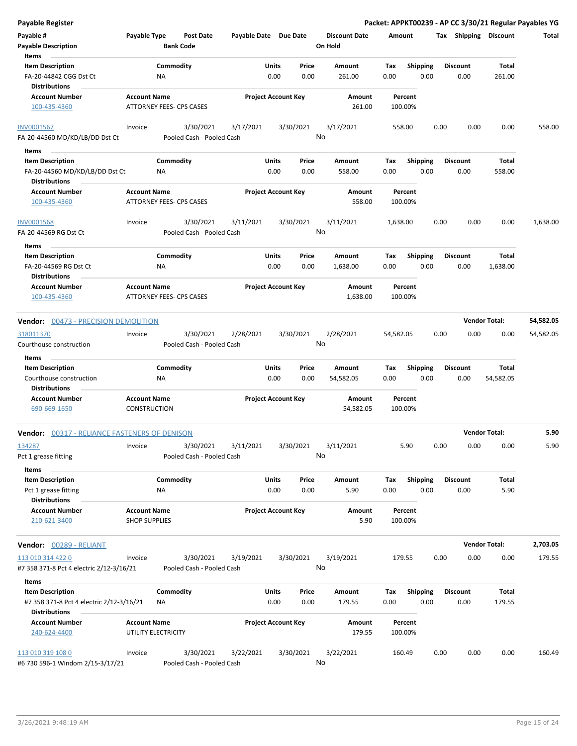**Payable Register** — **Packet: APPKT00239 - AP CC 3/30/21 Regular Payables YG**

| Payable # | Payable Type | Post Date | Payable Date | Due Date | Discount Date | Amount | Tax | Shipping | Discount | Total |
|---|---|---|---|---|---|---|---|---|---|---|
| Payable Description | | Bank Code | | | On Hold | | | | | |

**Items**

| Item Description | Commodity | Units | Price | Amount | Tax | Shipping | Discount | Total |
|---|---|---|---|---|---|---|---|---|
| FA-20-44842 CGG Dst Ct | NA | 0.00 | 0.00 | 261.00 | 0.00 | 0.00 | 0.00 | 261.00 |

**Distributions**

| Account Number | Account Name | Project Account Key | Amount | Percent |
|---|---|---|---|---|
| 100-435-4360 | ATTORNEY FEES- CPS CASES | | 261.00 | 100.00% |

| Payable # | Payable Type | Post Date | Payable Date | Due Date | Discount Date | Amount | Tax | Shipping | Discount | Total |
|---|---|---|---|---|---|---|---|---|---|---|
| INV0001567 | Invoice | 3/30/2021 | 3/17/2021 | 3/30/2021 | 3/17/2021 | 558.00 | 0.00 | 0.00 | 0.00 | 558.00 |
| FA-20-44560 MD/KD/LB/DD Dst Ct | | Pooled Cash - Pooled Cash | | | No | | | | | |

**Items**

| Item Description | Commodity | Units | Price | Amount | Tax | Shipping | Discount | Total |
|---|---|---|---|---|---|---|---|---|
| FA-20-44560 MD/KD/LB/DD Dst Ct | NA | 0.00 | 0.00 | 558.00 | 0.00 | 0.00 | 0.00 | 558.00 |

**Distributions**

| Account Number | Account Name | Project Account Key | Amount | Percent |
|---|---|---|---|---|
| 100-435-4360 | ATTORNEY FEES- CPS CASES | | 558.00 | 100.00% |

| Payable # | Payable Type | Post Date | Payable Date | Due Date | Discount Date | Amount | Tax | Shipping | Discount | Total |
|---|---|---|---|---|---|---|---|---|---|---|
| INV0001568 | Invoice | 3/30/2021 | 3/11/2021 | 3/30/2021 | 3/11/2021 | 1,638.00 | 0.00 | 0.00 | 0.00 | 1,638.00 |
| FA-20-44569 RG Dst Ct | | Pooled Cash - Pooled Cash | | | No | | | | | |

**Items**

| Item Description | Commodity | Units | Price | Amount | Tax | Shipping | Discount | Total |
|---|---|---|---|---|---|---|---|---|
| FA-20-44569 RG Dst Ct | NA | 0.00 | 0.00 | 1,638.00 | 0.00 | 0.00 | 0.00 | 1,638.00 |

**Distributions**

| Account Number | Account Name | Project Account Key | Amount | Percent |
|---|---|---|---|---|
| 100-435-4360 | ATTORNEY FEES- CPS CASES | | 1,638.00 | 100.00% |

**Vendor: 00473 - PRECISION DEMOLITION** — **Vendor Total: 54,582.05**

| Payable # | Payable Type | Post Date | Payable Date | Due Date | Discount Date | Amount | Tax | Shipping | Discount | Total |
|---|---|---|---|---|---|---|---|---|---|---|
| 318011370 | Invoice | 3/30/2021 | 2/28/2021 | 3/30/2021 | 2/28/2021 | 54,582.05 | 0.00 | 0.00 | 0.00 | 54,582.05 |
| Courthouse construction | | Pooled Cash - Pooled Cash | | | No | | | | | |

**Items**

| Item Description | Commodity | Units | Price | Amount | Tax | Shipping | Discount | Total |
|---|---|---|---|---|---|---|---|---|
| Courthouse construction | NA | 0.00 | 0.00 | 54,582.05 | 0.00 | 0.00 | 0.00 | 54,582.05 |

**Distributions**

| Account Number | Account Name | Project Account Key | Amount | Percent |
|---|---|---|---|---|
| 690-669-1650 | CONSTRUCTION | | 54,582.05 | 100.00% |

**Vendor: 00317 - RELIANCE FASTENERS OF DENISON** — **Vendor Total: 5.90**

| Payable # | Payable Type | Post Date | Payable Date | Due Date | Discount Date | Amount | Tax | Shipping | Discount | Total |
|---|---|---|---|---|---|---|---|---|---|---|
| 134287 | Invoice | 3/30/2021 | 3/11/2021 | 3/30/2021 | 3/11/2021 | 5.90 | 0.00 | 0.00 | 0.00 | 5.90 |
| Pct 1 grease fitting | | Pooled Cash - Pooled Cash | | | No | | | | | |

**Items**

| Item Description | Commodity | Units | Price | Amount | Tax | Shipping | Discount | Total |
|---|---|---|---|---|---|---|---|---|
| Pct 1 grease fitting | NA | 0.00 | 0.00 | 5.90 | 0.00 | 0.00 | 0.00 | 5.90 |

**Distributions**

| Account Number | Account Name | Project Account Key | Amount | Percent |
|---|---|---|---|---|
| 210-621-3400 | SHOP SUPPLIES | | 5.90 | 100.00% |

**Vendor: 00289 - RELIANT** — **Vendor Total: 2,703.05**

| Payable # | Payable Type | Post Date | Payable Date | Due Date | Discount Date | Amount | Tax | Shipping | Discount | Total |
|---|---|---|---|---|---|---|---|---|---|---|
| 113 010 314 422 0 | Invoice | 3/30/2021 | 3/19/2021 | 3/30/2021 | 3/19/2021 | 179.55 | 0.00 | 0.00 | 0.00 | 179.55 |
| #7 358 371-8 Pct 4 electric 2/12-3/16/21 | | Pooled Cash - Pooled Cash | | | No | | | | | |

**Items**

| Item Description | Commodity | Units | Price | Amount | Tax | Shipping | Discount | Total |
|---|---|---|---|---|---|---|---|---|
| #7 358 371-8 Pct 4 electric 2/12-3/16/21 | NA | 0.00 | 0.00 | 179.55 | 0.00 | 0.00 | 0.00 | 179.55 |

**Distributions**

| Account Number | Account Name | Project Account Key | Amount | Percent |
|---|---|---|---|---|
| 240-624-4400 | UTILITY ELECTRICITY | | 179.55 | 100.00% |

| Payable # | Payable Type | Post Date | Payable Date | Due Date | Discount Date | Amount | Tax | Shipping | Discount | Total |
|---|---|---|---|---|---|---|---|---|---|---|
| 113 010 319 108 0 | Invoice | 3/30/2021 | 3/22/2021 | 3/30/2021 | 3/22/2021 | 160.49 | 0.00 | 0.00 | 0.00 | 160.49 |
| #6 730 596-1 Windom 2/15-3/17/21 | | Pooled Cash - Pooled Cash | | | No | | | | | |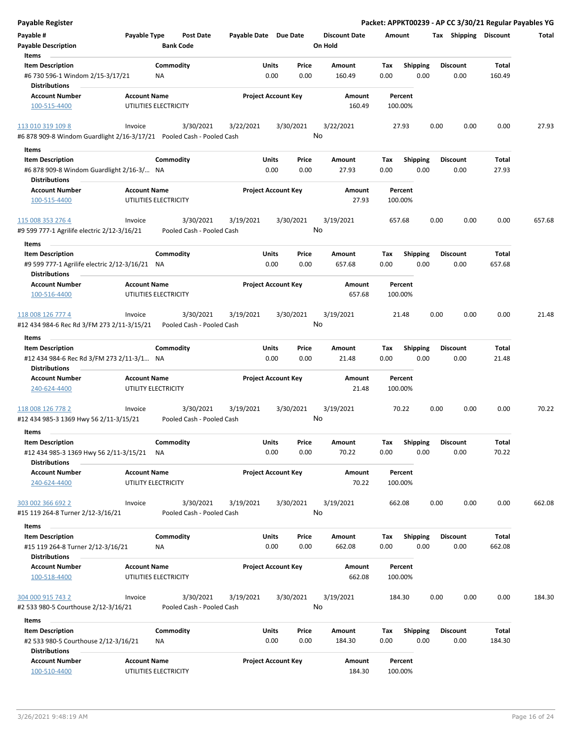**Payable Register** — **Packet: APPKT00239 - AP CC 3/30/21 Regular Payables YG**

| Payable # | Payable Type | Post Date | Payable Date | Due Date | Discount Date | Amount | Tax | Shipping | Discount | Total |
|---|---|---|---|---|---|---|---|---|---|---|
| **Payable Description** | | **Bank Code** | | | **On Hold** | | | | | |

**Items**

| Item Description | Commodity | Units | Price | Amount | Tax | Shipping | Discount | Total |
|---|---|---|---|---|---|---|---|---|
| #6 730 596-1 Windom 2/15-3/17/21 | NA | 0.00 | 0.00 | 160.49 | 0.00 | 0.00 | 0.00 | 160.49 |

**Distributions**

| Account Number | Account Name | Project Account Key | Amount | Percent |
|---|---|---|---|---|
| 100-515-4400 | UTILITIES ELECTRICITY | | 160.49 | 100.00% |

---

| Payable # | Payable Type | Post Date | Payable Date | Due Date | Discount Date | Amount | Tax | Shipping | Discount | Total |
|---|---|---|---|---|---|---|---|---|---|---|
| 113 010 319 109 8 | Invoice | 3/30/2021 | 3/22/2021 | 3/30/2021 | 3/22/2021 | 27.93 | 0.00 | 0.00 | 0.00 | 27.93 |
| #6 878 909-8 Windom Guardlight 2/16-3/17/21 | | Pooled Cash - Pooled Cash | | | No | | | | | |

**Items**

| Item Description | Commodity | Units | Price | Amount | Tax | Shipping | Discount | Total |
|---|---|---|---|---|---|---|---|---|
| #6 878 909-8 Windom Guardlight 2/16-3/... | NA | 0.00 | 0.00 | 27.93 | 0.00 | 0.00 | 0.00 | 27.93 |

**Distributions**

| Account Number | Account Name | Project Account Key | Amount | Percent |
|---|---|---|---|---|
| 100-515-4400 | UTILITIES ELECTRICITY | | 27.93 | 100.00% |

---

| Payable # | Payable Type | Post Date | Payable Date | Due Date | Discount Date | Amount | Tax | Shipping | Discount | Total |
|---|---|---|---|---|---|---|---|---|---|---|
| 115 008 353 276 4 | Invoice | 3/30/2021 | 3/19/2021 | 3/30/2021 | 3/19/2021 | 657.68 | 0.00 | 0.00 | 0.00 | 657.68 |
| #9 599 777-1 Agrilife electric 2/12-3/16/21 | | Pooled Cash - Pooled Cash | | | No | | | | | |

**Items**

| Item Description | Commodity | Units | Price | Amount | Tax | Shipping | Discount | Total |
|---|---|---|---|---|---|---|---|---|
| #9 599 777-1 Agrilife electric 2/12-3/16/21 | NA | 0.00 | 0.00 | 657.68 | 0.00 | 0.00 | 0.00 | 657.68 |

**Distributions**

| Account Number | Account Name | Project Account Key | Amount | Percent |
|---|---|---|---|---|
| 100-516-4400 | UTILITIES ELECTRICITY | | 657.68 | 100.00% |

---

| Payable # | Payable Type | Post Date | Payable Date | Due Date | Discount Date | Amount | Tax | Shipping | Discount | Total |
|---|---|---|---|---|---|---|---|---|---|---|
| 118 008 126 777 4 | Invoice | 3/30/2021 | 3/19/2021 | 3/30/2021 | 3/19/2021 | 21.48 | 0.00 | 0.00 | 0.00 | 21.48 |
| #12 434 984-6 Rec Rd 3/FM 273 2/11-3/15/21 | | Pooled Cash - Pooled Cash | | | No | | | | | |

**Items**

| Item Description | Commodity | Units | Price | Amount | Tax | Shipping | Discount | Total |
|---|---|---|---|---|---|---|---|---|
| #12 434 984-6 Rec Rd 3/FM 273 2/11-3/1... | NA | 0.00 | 0.00 | 21.48 | 0.00 | 0.00 | 0.00 | 21.48 |

**Distributions**

| Account Number | Account Name | Project Account Key | Amount | Percent |
|---|---|---|---|---|
| 240-624-4400 | UTILITY ELECTRICITY | | 21.48 | 100.00% |

---

| Payable # | Payable Type | Post Date | Payable Date | Due Date | Discount Date | Amount | Tax | Shipping | Discount | Total |
|---|---|---|---|---|---|---|---|---|---|---|
| 118 008 126 778 2 | Invoice | 3/30/2021 | 3/19/2021 | 3/30/2021 | 3/19/2021 | 70.22 | 0.00 | 0.00 | 0.00 | 70.22 |
| #12 434 985-3 1369 Hwy 56 2/11-3/15/21 | | Pooled Cash - Pooled Cash | | | No | | | | | |

**Items**

| Item Description | Commodity | Units | Price | Amount | Tax | Shipping | Discount | Total |
|---|---|---|---|---|---|---|---|---|
| #12 434 985-3 1369 Hwy 56 2/11-3/15/21 | NA | 0.00 | 0.00 | 70.22 | 0.00 | 0.00 | 0.00 | 70.22 |

**Distributions**

| Account Number | Account Name | Project Account Key | Amount | Percent |
|---|---|---|---|---|
| 240-624-4400 | UTILITY ELECTRICITY | | 70.22 | 100.00% |

---

| Payable # | Payable Type | Post Date | Payable Date | Due Date | Discount Date | Amount | Tax | Shipping | Discount | Total |
|---|---|---|---|---|---|---|---|---|---|---|
| 303 002 366 692 2 | Invoice | 3/30/2021 | 3/19/2021 | 3/30/2021 | 3/19/2021 | 662.08 | 0.00 | 0.00 | 0.00 | 662.08 |
| #15 119 264-8 Turner 2/12-3/16/21 | | Pooled Cash - Pooled Cash | | | No | | | | | |

**Items**

| Item Description | Commodity | Units | Price | Amount | Tax | Shipping | Discount | Total |
|---|---|---|---|---|---|---|---|---|
| #15 119 264-8 Turner 2/12-3/16/21 | NA | 0.00 | 0.00 | 662.08 | 0.00 | 0.00 | 0.00 | 662.08 |

**Distributions**

| Account Number | Account Name | Project Account Key | Amount | Percent |
|---|---|---|---|---|
| 100-518-4400 | UTILITIES ELECTRICITY | | 662.08 | 100.00% |

---

| Payable # | Payable Type | Post Date | Payable Date | Due Date | Discount Date | Amount | Tax | Shipping | Discount | Total |
|---|---|---|---|---|---|---|---|---|---|---|
| 304 000 915 743 2 | Invoice | 3/30/2021 | 3/19/2021 | 3/30/2021 | 3/19/2021 | 184.30 | 0.00 | 0.00 | 0.00 | 184.30 |
| #2 533 980-5 Courthouse 2/12-3/16/21 | | Pooled Cash - Pooled Cash | | | No | | | | | |

**Items**

| Item Description | Commodity | Units | Price | Amount | Tax | Shipping | Discount | Total |
|---|---|---|---|---|---|---|---|---|
| #2 533 980-5 Courthouse 2/12-3/16/21 | NA | 0.00 | 0.00 | 184.30 | 0.00 | 0.00 | 0.00 | 184.30 |

**Distributions**

| Account Number | Account Name | Project Account Key | Amount | Percent |
|---|---|---|---|---|
| 100-510-4400 | UTILITIES ELECTRICITY | | 184.30 | 100.00% |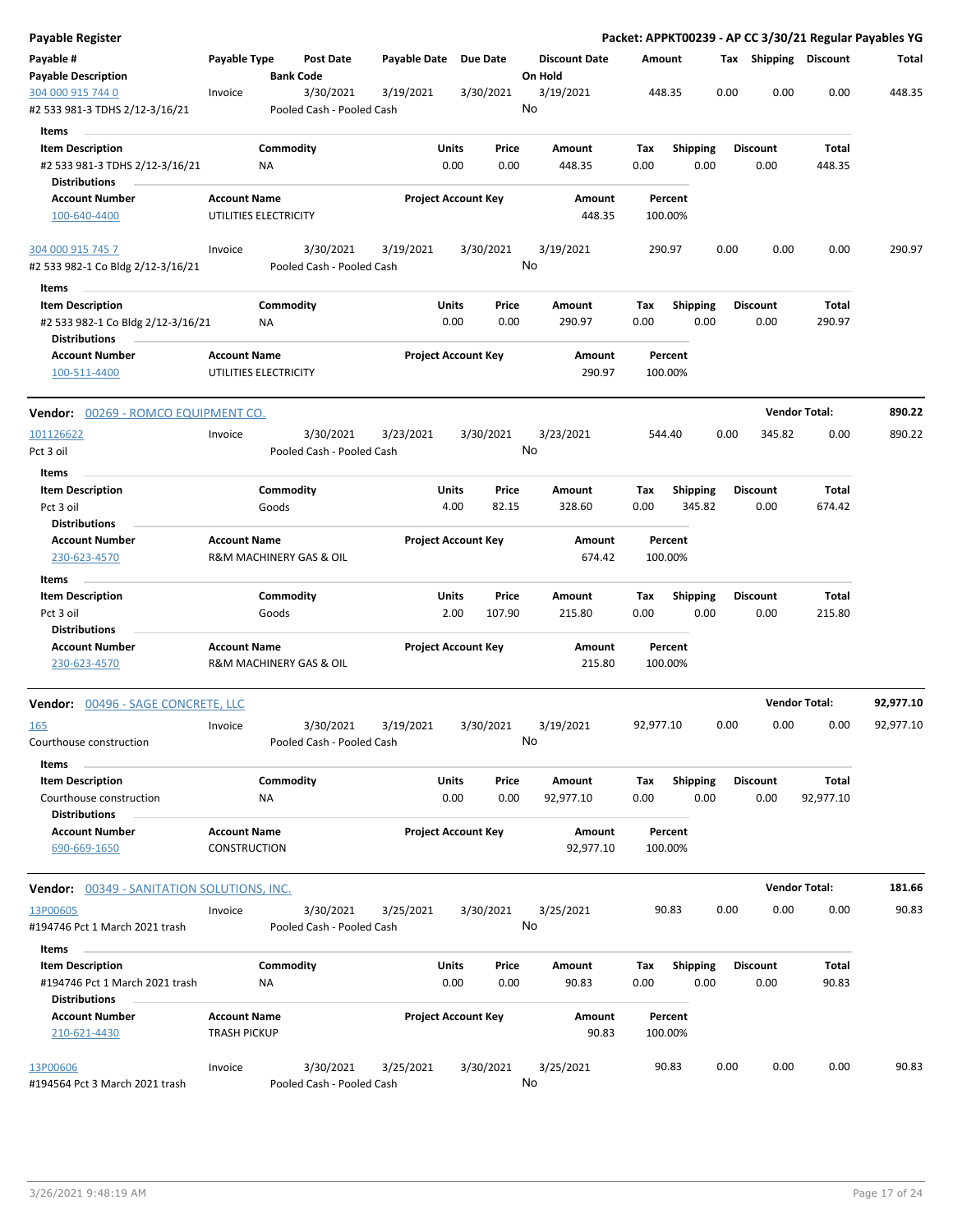**Payable Register** — **Packet: APPKT00239 - AP CC 3/30/21 Regular Payables YG**

| Payable # / Payable Description | Payable Type | Post Date / Bank Code | Payable Date | Due Date | Discount Date / On Hold | Amount | Tax | Shipping | Discount | Total |
|---|---|---|---|---|---|---|---|---|---|---|
| 304 000 915 744 0 | Invoice | 3/30/2021 | 3/19/2021 | 3/30/2021 | 3/19/2021 | 448.35 | 0.00 | 0.00 | 0.00 | 448.35 |
| #2 533 981-3 TDHS 2/12-3/16/21 | | Pooled Cash - Pooled Cash | | | No | | | | | |

Items

| Item Description | Commodity | Units | Price | Amount | Tax | Shipping | Discount | Total |
|---|---|---|---|---|---|---|---|---|
| #2 533 981-3 TDHS 2/12-3/16/21 | NA | 0.00 | 0.00 | 448.35 | 0.00 | 0.00 | 0.00 | 448.35 |

Distributions

| Account Number | Account Name | Project Account Key | Amount | Percent |
|---|---|---|---|---|
| 100-640-4400 | UTILITIES ELECTRICITY | | 448.35 | 100.00% |

| Payable # / Payable Description | Payable Type | Post Date / Bank Code | Payable Date | Due Date | Discount Date / On Hold | Amount | Tax | Shipping | Discount | Total |
|---|---|---|---|---|---|---|---|---|---|---|
| 304 000 915 745 7 | Invoice | 3/30/2021 | 3/19/2021 | 3/30/2021 | 3/19/2021 | 290.97 | 0.00 | 0.00 | 0.00 | 290.97 |
| #2 533 982-1 Co Bldg 2/12-3/16/21 | | Pooled Cash - Pooled Cash | | | No | | | | | |

Items

| Item Description | Commodity | Units | Price | Amount | Tax | Shipping | Discount | Total |
|---|---|---|---|---|---|---|---|---|
| #2 533 982-1 Co Bldg 2/12-3/16/21 | NA | 0.00 | 0.00 | 290.97 | 0.00 | 0.00 | 0.00 | 290.97 |

Distributions

| Account Number | Account Name | Project Account Key | Amount | Percent |
|---|---|---|---|---|
| 100-511-4400 | UTILITIES ELECTRICITY | | 290.97 | 100.00% |

**Vendor: 00269 - ROMCO EQUIPMENT CO.** — **Vendor Total: 890.22**

| Payable # / Payable Description | Payable Type | Post Date / Bank Code | Payable Date | Due Date | Discount Date / On Hold | Amount | Tax | Shipping | Discount | Total |
|---|---|---|---|---|---|---|---|---|---|---|
| 101126622 | Invoice | 3/30/2021 | 3/23/2021 | 3/30/2021 | 3/23/2021 | 544.40 | 0.00 | 345.82 | 0.00 | 890.22 |
| Pct 3 oil | | Pooled Cash - Pooled Cash | | | No | | | | | |

Items

| Item Description | Commodity | Units | Price | Amount | Tax | Shipping | Discount | Total |
|---|---|---|---|---|---|---|---|---|
| Pct 3 oil | Goods | 4.00 | 82.15 | 328.60 | 0.00 | 345.82 | 0.00 | 674.42 |

Distributions

| Account Number | Account Name | Project Account Key | Amount | Percent |
|---|---|---|---|---|
| 230-623-4570 | R&M MACHINERY GAS & OIL | | 674.42 | 100.00% |

Items

| Item Description | Commodity | Units | Price | Amount | Tax | Shipping | Discount | Total |
|---|---|---|---|---|---|---|---|---|
| Pct 3 oil | Goods | 2.00 | 107.90 | 215.80 | 0.00 | 0.00 | 0.00 | 215.80 |

Distributions

| Account Number | Account Name | Project Account Key | Amount | Percent |
|---|---|---|---|---|
| 230-623-4570 | R&M MACHINERY GAS & OIL | | 215.80 | 100.00% |

**Vendor: 00496 - SAGE CONCRETE, LLC** — **Vendor Total: 92,977.10**

| Payable # / Payable Description | Payable Type | Post Date / Bank Code | Payable Date | Due Date | Discount Date / On Hold | Amount | Tax | Shipping | Discount | Total |
|---|---|---|---|---|---|---|---|---|---|---|
| 165 | Invoice | 3/30/2021 | 3/19/2021 | 3/30/2021 | 3/19/2021 | 92,977.10 | 0.00 | 0.00 | 0.00 | 92,977.10 |
| Courthouse construction | | Pooled Cash - Pooled Cash | | | No | | | | | |

Items

| Item Description | Commodity | Units | Price | Amount | Tax | Shipping | Discount | Total |
|---|---|---|---|---|---|---|---|---|
| Courthouse construction | NA | 0.00 | 0.00 | 92,977.10 | 0.00 | 0.00 | 0.00 | 92,977.10 |

Distributions

| Account Number | Account Name | Project Account Key | Amount | Percent |
|---|---|---|---|---|
| 690-669-1650 | CONSTRUCTION | | 92,977.10 | 100.00% |

**Vendor: 00349 - SANITATION SOLUTIONS, INC.** — **Vendor Total: 181.66**

| Payable # / Payable Description | Payable Type | Post Date / Bank Code | Payable Date | Due Date | Discount Date / On Hold | Amount | Tax | Shipping | Discount | Total |
|---|---|---|---|---|---|---|---|---|---|---|
| 13P00605 | Invoice | 3/30/2021 | 3/25/2021 | 3/30/2021 | 3/25/2021 | 90.83 | 0.00 | 0.00 | 0.00 | 90.83 |
| #194746 Pct 1 March 2021 trash | | Pooled Cash - Pooled Cash | | | No | | | | | |

Items

| Item Description | Commodity | Units | Price | Amount | Tax | Shipping | Discount | Total |
|---|---|---|---|---|---|---|---|---|
| #194746 Pct 1 March 2021 trash | NA | 0.00 | 0.00 | 90.83 | 0.00 | 0.00 | 0.00 | 90.83 |

Distributions

| Account Number | Account Name | Project Account Key | Amount | Percent |
|---|---|---|---|---|
| 210-621-4430 | TRASH PICKUP | | 90.83 | 100.00% |

| Payable # / Payable Description | Payable Type | Post Date / Bank Code | Payable Date | Due Date | Discount Date / On Hold | Amount | Tax | Shipping | Discount | Total |
|---|---|---|---|---|---|---|---|---|---|---|
| 13P00606 | Invoice | 3/30/2021 | 3/25/2021 | 3/30/2021 | 3/25/2021 | 90.83 | 0.00 | 0.00 | 0.00 | 90.83 |
| #194564 Pct 3 March 2021 trash | | Pooled Cash - Pooled Cash | | | No | | | | | |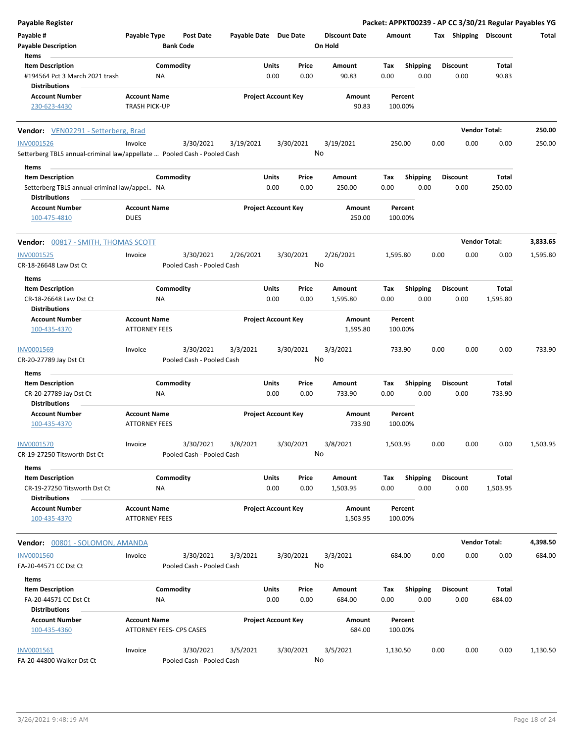**Payable Register** — **Packet: APPKT00239 - AP CC 3/30/21 Regular Payables YG**

| Payable # | Payable Type | Post Date | Payable Date | Due Date | Discount Date | Amount | Tax | Shipping | Discount | Total |
|---|---|---|---|---|---|---|---|---|---|---|
| Payable Description | | Bank Code | | | On Hold | | | | | |

**Items**

| Item Description | Commodity | Units | Price | Amount | Tax | Shipping | Discount | Total |
|---|---|---|---|---|---|---|---|---|
| #194564 Pct 3 March 2021 trash | NA | 0.00 | 0.00 | 90.83 | 0.00 | 0.00 | 0.00 | 90.83 |

**Distributions**

| Account Number | Account Name | Project Account Key | Amount | Percent |
|---|---|---|---|---|
| 230-623-4430 | TRASH PICK-UP | | 90.83 | 100.00% |

---

**Vendor: VEN02291 - Setterberg, Brad** — **Vendor Total: 250.00**

| Payable # | Payable Type | Post Date | Payable Date | Due Date | Discount Date | Amount | Tax | Shipping | Discount | Total |
|---|---|---|---|---|---|---|---|---|---|---|
| INV0001526 | Invoice | 3/30/2021 | 3/19/2021 | 3/30/2021 | 3/19/2021 | 250.00 | 0.00 | 0.00 | 0.00 | 250.00 |
| Setterberg TBLS annual-criminal law/appellate ... | | Pooled Cash - Pooled Cash | | | No | | | | | |

**Items**

| Item Description | Commodity | Units | Price | Amount | Tax | Shipping | Discount | Total |
|---|---|---|---|---|---|---|---|---|
| Setterberg TBLS annual-criminal law/appel.. | NA | 0.00 | 0.00 | 250.00 | 0.00 | 0.00 | 0.00 | 250.00 |

**Distributions**

| Account Number | Account Name | Project Account Key | Amount | Percent |
|---|---|---|---|---|
| 100-475-4810 | DUES | | 250.00 | 100.00% |

---

**Vendor: 00817 - SMITH, THOMAS SCOTT** — **Vendor Total: 3,833.65**

| Payable # | Payable Type | Post Date | Payable Date | Due Date | Discount Date | Amount | Tax | Shipping | Discount | Total |
|---|---|---|---|---|---|---|---|---|---|---|
| INV0001525 | Invoice | 3/30/2021 | 2/26/2021 | 3/30/2021 | 2/26/2021 | 1,595.80 | 0.00 | 0.00 | 0.00 | 1,595.80 |
| CR-18-26648 Law Dst Ct | | Pooled Cash - Pooled Cash | | | No | | | | | |

**Items**

| Item Description | Commodity | Units | Price | Amount | Tax | Shipping | Discount | Total |
|---|---|---|---|---|---|---|---|---|
| CR-18-26648 Law Dst Ct | NA | 0.00 | 0.00 | 1,595.80 | 0.00 | 0.00 | 0.00 | 1,595.80 |

**Distributions**

| Account Number | Account Name | Project Account Key | Amount | Percent |
|---|---|---|---|---|
| 100-435-4370 | ATTORNEY FEES | | 1,595.80 | 100.00% |

| Payable # | Payable Type | Post Date | Payable Date | Due Date | Discount Date | Amount | Tax | Shipping | Discount | Total |
|---|---|---|---|---|---|---|---|---|---|---|
| INV0001569 | Invoice | 3/30/2021 | 3/3/2021 | 3/30/2021 | 3/3/2021 | 733.90 | 0.00 | 0.00 | 0.00 | 733.90 |
| CR-20-27789 Jay Dst Ct | | Pooled Cash - Pooled Cash | | | No | | | | | |

**Items**

| Item Description | Commodity | Units | Price | Amount | Tax | Shipping | Discount | Total |
|---|---|---|---|---|---|---|---|---|
| CR-20-27789 Jay Dst Ct | NA | 0.00 | 0.00 | 733.90 | 0.00 | 0.00 | 0.00 | 733.90 |

**Distributions**

| Account Number | Account Name | Project Account Key | Amount | Percent |
|---|---|---|---|---|
| 100-435-4370 | ATTORNEY FEES | | 733.90 | 100.00% |

| Payable # | Payable Type | Post Date | Payable Date | Due Date | Discount Date | Amount | Tax | Shipping | Discount | Total |
|---|---|---|---|---|---|---|---|---|---|---|
| INV0001570 | Invoice | 3/30/2021 | 3/8/2021 | 3/30/2021 | 3/8/2021 | 1,503.95 | 0.00 | 0.00 | 0.00 | 1,503.95 |
| CR-19-27250 Titsworth Dst Ct | | Pooled Cash - Pooled Cash | | | No | | | | | |

**Items**

| Item Description | Commodity | Units | Price | Amount | Tax | Shipping | Discount | Total |
|---|---|---|---|---|---|---|---|---|
| CR-19-27250 Titsworth Dst Ct | NA | 0.00 | 0.00 | 1,503.95 | 0.00 | 0.00 | 0.00 | 1,503.95 |

**Distributions**

| Account Number | Account Name | Project Account Key | Amount | Percent |
|---|---|---|---|---|
| 100-435-4370 | ATTORNEY FEES | | 1,503.95 | 100.00% |

---

**Vendor: 00801 - SOLOMON, AMANDA** — **Vendor Total: 4,398.50**

| Payable # | Payable Type | Post Date | Payable Date | Due Date | Discount Date | Amount | Tax | Shipping | Discount | Total |
|---|---|---|---|---|---|---|---|---|---|---|
| INV0001560 | Invoice | 3/30/2021 | 3/3/2021 | 3/30/2021 | 3/3/2021 | 684.00 | 0.00 | 0.00 | 0.00 | 684.00 |
| FA-20-44571 CC Dst Ct | | Pooled Cash - Pooled Cash | | | No | | | | | |

**Items**

| Item Description | Commodity | Units | Price | Amount | Tax | Shipping | Discount | Total |
|---|---|---|---|---|---|---|---|---|
| FA-20-44571 CC Dst Ct | NA | 0.00 | 0.00 | 684.00 | 0.00 | 0.00 | 0.00 | 684.00 |

**Distributions**

| Account Number | Account Name | Project Account Key | Amount | Percent |
|---|---|---|---|---|
| 100-435-4360 | ATTORNEY FEES- CPS CASES | | 684.00 | 100.00% |

| Payable # | Payable Type | Post Date | Payable Date | Due Date | Discount Date | Amount | Tax | Shipping | Discount | Total |
|---|---|---|---|---|---|---|---|---|---|---|
| INV0001561 | Invoice | 3/30/2021 | 3/5/2021 | 3/30/2021 | 3/5/2021 | 1,130.50 | 0.00 | 0.00 | 0.00 | 1,130.50 |
| FA-20-44800 Walker Dst Ct | | Pooled Cash - Pooled Cash | | | No | | | | | |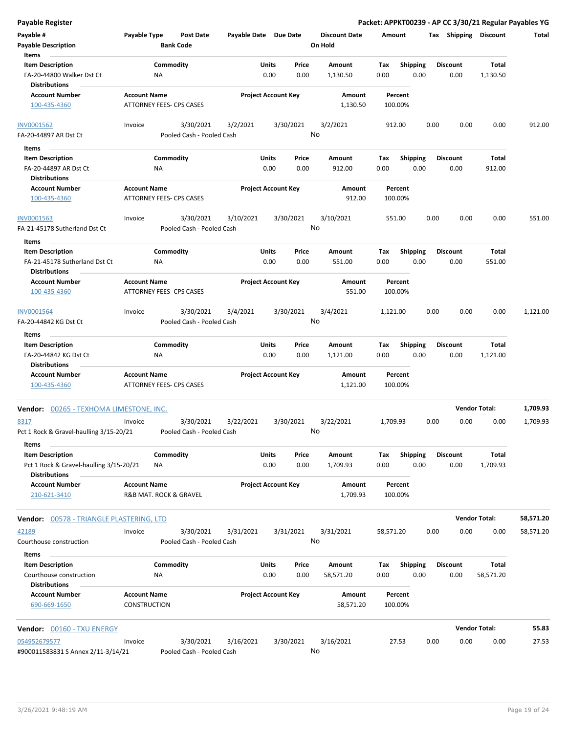**Payable Register** — **Packet: APPKT00239 - AP CC 3/30/21 Regular Payables YG**

| Payable # / Payable Description | Payable Type | Post Date / Bank Code | Payable Date | Due Date | Discount Date / On Hold | Amount | Tax | Shipping | Discount | Total |
|---|---|---|---|---|---|---|---|---|---|---|

**Items**

| Item Description | Commodity | Units | Price | Amount | Tax | Shipping | Discount | Total |
|---|---|---|---|---|---|---|---|---|
| FA-20-44800 Walker Dst Ct | NA | 0.00 | 0.00 | 1,130.50 | 0.00 | 0.00 | 0.00 | 1,130.50 |

**Distributions**

| Account Number | Account Name | Project Account Key | Amount | Percent |
|---|---|---|---|---|
| 100-435-4360 | ATTORNEY FEES- CPS CASES | | 1,130.50 | 100.00% |

| Payable # | Payable Type | Post Date | Payable Date | Due Date | Discount Date | Amount | Tax | Shipping | Discount | Total |
|---|---|---|---|---|---|---|---|---|---|---|
| INV0001562 | Invoice | 3/30/2021 | 3/2/2021 | 3/30/2021 | 3/2/2021 | 912.00 | 0.00 | 0.00 | 0.00 | 912.00 |
| FA-20-44897 AR Dst Ct | | Pooled Cash - Pooled Cash | | | No | | | | | |

**Items**

| Item Description | Commodity | Units | Price | Amount | Tax | Shipping | Discount | Total |
|---|---|---|---|---|---|---|---|---|
| FA-20-44897 AR Dst Ct | NA | 0.00 | 0.00 | 912.00 | 0.00 | 0.00 | 0.00 | 912.00 |

**Distributions**

| Account Number | Account Name | Project Account Key | Amount | Percent |
|---|---|---|---|---|
| 100-435-4360 | ATTORNEY FEES- CPS CASES | | 912.00 | 100.00% |

| Payable # | Payable Type | Post Date | Payable Date | Due Date | Discount Date | Amount | Tax | Shipping | Discount | Total |
|---|---|---|---|---|---|---|---|---|---|---|
| INV0001563 | Invoice | 3/30/2021 | 3/10/2021 | 3/30/2021 | 3/10/2021 | 551.00 | 0.00 | 0.00 | 0.00 | 551.00 |
| FA-21-45178 Sutherland Dst Ct | | Pooled Cash - Pooled Cash | | | No | | | | | |

**Items**

| Item Description | Commodity | Units | Price | Amount | Tax | Shipping | Discount | Total |
|---|---|---|---|---|---|---|---|---|
| FA-21-45178 Sutherland Dst Ct | NA | 0.00 | 0.00 | 551.00 | 0.00 | 0.00 | 0.00 | 551.00 |

**Distributions**

| Account Number | Account Name | Project Account Key | Amount | Percent |
|---|---|---|---|---|
| 100-435-4360 | ATTORNEY FEES- CPS CASES | | 551.00 | 100.00% |

| Payable # | Payable Type | Post Date | Payable Date | Due Date | Discount Date | Amount | Tax | Shipping | Discount | Total |
|---|---|---|---|---|---|---|---|---|---|---|
| INV0001564 | Invoice | 3/30/2021 | 3/4/2021 | 3/30/2021 | 3/4/2021 | 1,121.00 | 0.00 | 0.00 | 0.00 | 1,121.00 |
| FA-20-44842 KG Dst Ct | | Pooled Cash - Pooled Cash | | | No | | | | | |

**Items**

| Item Description | Commodity | Units | Price | Amount | Tax | Shipping | Discount | Total |
|---|---|---|---|---|---|---|---|---|
| FA-20-44842 KG Dst Ct | NA | 0.00 | 0.00 | 1,121.00 | 0.00 | 0.00 | 0.00 | 1,121.00 |

**Distributions**

| Account Number | Account Name | Project Account Key | Amount | Percent |
|---|---|---|---|---|
| 100-435-4360 | ATTORNEY FEES- CPS CASES | | 1,121.00 | 100.00% |

**Vendor: 00265 - TEXHOMA LIMESTONE, INC.** — **Vendor Total: 1,709.93**

| Payable # | Payable Type | Post Date | Payable Date | Due Date | Discount Date | Amount | Tax | Shipping | Discount | Total |
|---|---|---|---|---|---|---|---|---|---|---|
| 8317 | Invoice | 3/30/2021 | 3/22/2021 | 3/30/2021 | 3/22/2021 | 1,709.93 | 0.00 | 0.00 | 0.00 | 1,709.93 |
| Pct 1 Rock & Gravel-haulling 3/15-20/21 | | Pooled Cash - Pooled Cash | | | No | | | | | |

**Items**

| Item Description | Commodity | Units | Price | Amount | Tax | Shipping | Discount | Total |
|---|---|---|---|---|---|---|---|---|
| Pct 1 Rock & Gravel-haulling 3/15-20/21 | NA | 0.00 | 0.00 | 1,709.93 | 0.00 | 0.00 | 0.00 | 1,709.93 |

**Distributions**

| Account Number | Account Name | Project Account Key | Amount | Percent |
|---|---|---|---|---|
| 210-621-3410 | R&B MAT. ROCK & GRAVEL | | 1,709.93 | 100.00% |

**Vendor: 00578 - TRIANGLE PLASTERING, LTD** — **Vendor Total: 58,571.20**

| Payable # | Payable Type | Post Date | Payable Date | Due Date | Discount Date | Amount | Tax | Shipping | Discount | Total |
|---|---|---|---|---|---|---|---|---|---|---|
| 42189 | Invoice | 3/30/2021 | 3/31/2021 | 3/31/2021 | 3/31/2021 | 58,571.20 | 0.00 | 0.00 | 0.00 | 58,571.20 |
| Courthouse construction | | Pooled Cash - Pooled Cash | | | No | | | | | |

**Items**

| Item Description | Commodity | Units | Price | Amount | Tax | Shipping | Discount | Total |
|---|---|---|---|---|---|---|---|---|
| Courthouse construction | NA | 0.00 | 0.00 | 58,571.20 | 0.00 | 0.00 | 0.00 | 58,571.20 |

**Distributions**

| Account Number | Account Name | Project Account Key | Amount | Percent |
|---|---|---|---|---|
| 690-669-1650 | CONSTRUCTION | | 58,571.20 | 100.00% |

**Vendor: 00160 - TXU ENERGY** — **Vendor Total: 55.83**

| Payable # | Payable Type | Post Date | Payable Date | Due Date | Discount Date | Amount | Tax | Shipping | Discount | Total |
|---|---|---|---|---|---|---|---|---|---|---|
| 054952679577 | Invoice | 3/30/2021 | 3/16/2021 | 3/30/2021 | 3/16/2021 | 27.53 | 0.00 | 0.00 | 0.00 | 27.53 |
| #900011583831 S Annex 2/11-3/14/21 | | Pooled Cash - Pooled Cash | | | No | | | | | |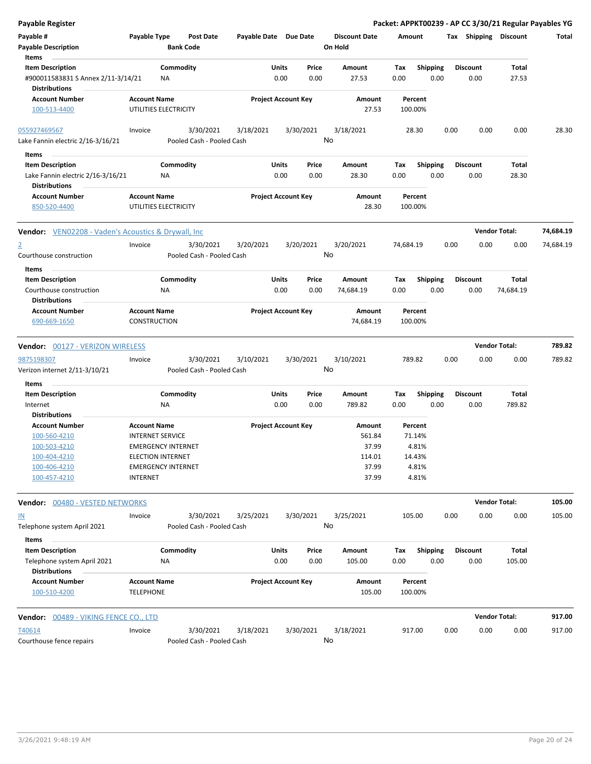## Payable Register

**Packet: APPKT00239 - AP CC 3/30/21 Regular Payables YG**

| Payable # | Payable Type | Post Date | Payable Date | Due Date | Discount Date | Amount | Tax | Shipping | Discount | Total |
|---|---|---|---|---|---|---|---|---|---|---|
| Payable Description | | Bank Code | | | On Hold | | | | | |

**Items**

| Item Description | Commodity | Units | Price | Amount | Tax | Shipping | Discount | Total |
|---|---|---|---|---|---|---|---|---|
| #900011583831 S Annex 2/11-3/14/21 | NA | 0.00 | 0.00 | 27.53 | 0.00 | 0.00 | 0.00 | 27.53 |

**Distributions**

| Account Number | Account Name | Project Account Key | Amount | Percent |
|---|---|---|---|---|
| 100-513-4400 | UTILITIES ELECTRICITY | | 27.53 | 100.00% |

| Payable # | Payable Type | Post Date | Payable Date | Due Date | Discount Date | Amount | Tax | Shipping | Discount | Total |
|---|---|---|---|---|---|---|---|---|---|---|
| 055927469567 | Invoice | 3/30/2021 | 3/18/2021 | 3/30/2021 | 3/18/2021 | 28.30 | 0.00 | 0.00 | 0.00 | 28.30 |
| Lake Fannin electric 2/16-3/16/21 | | Pooled Cash - Pooled Cash | | | No | | | | | |

**Items**

| Item Description | Commodity | Units | Price | Amount | Tax | Shipping | Discount | Total |
|---|---|---|---|---|---|---|---|---|
| Lake Fannin electric 2/16-3/16/21 | NA | 0.00 | 0.00 | 28.30 | 0.00 | 0.00 | 0.00 | 28.30 |

**Distributions**

| Account Number | Account Name | Project Account Key | Amount | Percent |
|---|---|---|---|---|
| 850-520-4400 | UTILITIES ELECTRICITY | | 28.30 | 100.00% |

**Vendor:** VEN02208 - Vaden's Acoustics & Drywall, Inc — **Vendor Total: 74,684.19**

| Payable # | Payable Type | Post Date | Payable Date | Due Date | Discount Date | Amount | Tax | Shipping | Discount | Total |
|---|---|---|---|---|---|---|---|---|---|---|
| 2 | Invoice | 3/30/2021 | 3/20/2021 | 3/20/2021 | 3/20/2021 | 74,684.19 | 0.00 | 0.00 | 0.00 | 74,684.19 |
| Courthouse construction | | Pooled Cash - Pooled Cash | | | No | | | | | |

**Items**

| Item Description | Commodity | Units | Price | Amount | Tax | Shipping | Discount | Total |
|---|---|---|---|---|---|---|---|---|
| Courthouse construction | NA | 0.00 | 0.00 | 74,684.19 | 0.00 | 0.00 | 0.00 | 74,684.19 |

**Distributions**

| Account Number | Account Name | Project Account Key | Amount | Percent |
|---|---|---|---|---|
| 690-669-1650 | CONSTRUCTION | | 74,684.19 | 100.00% |

**Vendor:** 00127 - VERIZON WIRELESS — **Vendor Total: 789.82**

| Payable # | Payable Type | Post Date | Payable Date | Due Date | Discount Date | Amount | Tax | Shipping | Discount | Total |
|---|---|---|---|---|---|---|---|---|---|---|
| 9875198307 | Invoice | 3/30/2021 | 3/10/2021 | 3/30/2021 | 3/10/2021 | 789.82 | 0.00 | 0.00 | 0.00 | 789.82 |
| Verizon internet 2/11-3/10/21 | | Pooled Cash - Pooled Cash | | | No | | | | | |

**Items**

| Item Description | Commodity | Units | Price | Amount | Tax | Shipping | Discount | Total |
|---|---|---|---|---|---|---|---|---|
| Internet | NA | 0.00 | 0.00 | 789.82 | 0.00 | 0.00 | 0.00 | 789.82 |

**Distributions**

| Account Number | Account Name | Project Account Key | Amount | Percent |
|---|---|---|---|---|
| 100-560-4210 | INTERNET SERVICE | | 561.84 | 71.14% |
| 100-503-4210 | EMERGENCY INTERNET | | 37.99 | 4.81% |
| 100-404-4210 | ELECTION INTERNET | | 114.01 | 14.43% |
| 100-406-4210 | EMERGENCY INTERNET | | 37.99 | 4.81% |
| 100-457-4210 | INTERNET | | 37.99 | 4.81% |

**Vendor:** 00480 - VESTED NETWORKS — **Vendor Total: 105.00**

| Payable # | Payable Type | Post Date | Payable Date | Due Date | Discount Date | Amount | Tax | Shipping | Discount | Total |
|---|---|---|---|---|---|---|---|---|---|---|
| IN | Invoice | 3/30/2021 | 3/25/2021 | 3/30/2021 | 3/25/2021 | 105.00 | 0.00 | 0.00 | 0.00 | 105.00 |
| Telephone system April 2021 | | Pooled Cash - Pooled Cash | | | No | | | | | |

**Items**

| Item Description | Commodity | Units | Price | Amount | Tax | Shipping | Discount | Total |
|---|---|---|---|---|---|---|---|---|
| Telephone system April 2021 | NA | 0.00 | 0.00 | 105.00 | 0.00 | 0.00 | 0.00 | 105.00 |

**Distributions**

| Account Number | Account Name | Project Account Key | Amount | Percent |
|---|---|---|---|---|
| 100-510-4200 | TELEPHONE | | 105.00 | 100.00% |

**Vendor:** 00489 - VIKING FENCE CO., LTD — **Vendor Total: 917.00**

| Payable # | Payable Type | Post Date | Payable Date | Due Date | Discount Date | Amount | Tax | Shipping | Discount | Total |
|---|---|---|---|---|---|---|---|---|---|---|
| T40614 | Invoice | 3/30/2021 | 3/18/2021 | 3/30/2021 | 3/18/2021 | 917.00 | 0.00 | 0.00 | 0.00 | 917.00 |
| Courthouse fence repairs | | Pooled Cash - Pooled Cash | | | No | | | | | |

3/26/2021 9:48:19 AM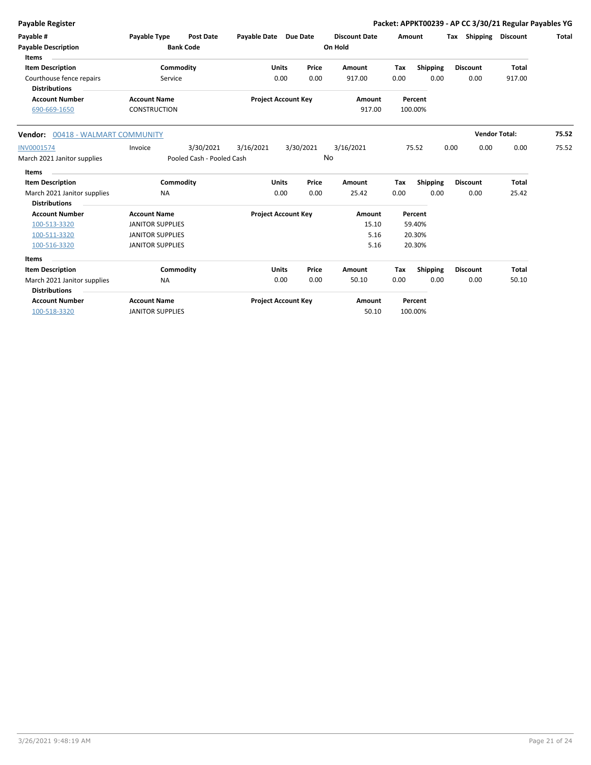**Payable Register** — **Packet: APPKT00239 - AP CC 3/30/21 Regular Payables YG**

| Payable # | Payable Type | Post Date | Payable Date | Due Date | Discount Date | Amount | Tax | Shipping | Discount | Total |
|---|---|---|---|---|---|---|---|---|---|---|
| Payable Description | | Bank Code | | | On Hold | | | | | |

**Items**

| Item Description | Commodity | Units | Price | Amount | Tax | Shipping | Discount | Total |
|---|---|---|---|---|---|---|---|---|
| Courthouse fence repairs | Service | 0.00 | 0.00 | 917.00 | 0.00 | 0.00 | 0.00 | 917.00 |

**Distributions**

| Account Number | Account Name | Project Account Key | Amount | Percent |
|---|---|---|---|---|
| 690-669-1650 | CONSTRUCTION | | 917.00 | 100.00% |

**Vendor:** 00418 - WALMART COMMUNITY — **Vendor Total:** 75.52

| Payable # | Payable Type | Post Date | Payable Date | Due Date | Discount Date | Amount | Tax | Shipping | Discount | Total |
|---|---|---|---|---|---|---|---|---|---|---|
| INV0001574 | Invoice | 3/30/2021 | 3/16/2021 | 3/30/2021 | 3/16/2021 | 75.52 | 0.00 | 0.00 | 0.00 | 75.52 |
| March 2021 Janitor supplies | | Pooled Cash - Pooled Cash | | | No | | | | | |

**Items**

| Item Description | Commodity | Units | Price | Amount | Tax | Shipping | Discount | Total |
|---|---|---|---|---|---|---|---|---|
| March 2021 Janitor supplies | NA | 0.00 | 0.00 | 25.42 | 0.00 | 0.00 | 0.00 | 25.42 |

**Distributions**

| Account Number | Account Name | Project Account Key | Amount | Percent |
|---|---|---|---|---|
| 100-513-3320 | JANITOR SUPPLIES | | 15.10 | 59.40% |
| 100-511-3320 | JANITOR SUPPLIES | | 5.16 | 20.30% |
| 100-516-3320 | JANITOR SUPPLIES | | 5.16 | 20.30% |

**Items**

| Item Description | Commodity | Units | Price | Amount | Tax | Shipping | Discount | Total |
|---|---|---|---|---|---|---|---|---|
| March 2021 Janitor supplies | NA | 0.00 | 0.00 | 50.10 | 0.00 | 0.00 | 0.00 | 50.10 |

**Distributions**

| Account Number | Account Name | Project Account Key | Amount | Percent |
|---|---|---|---|---|
| 100-518-3320 | JANITOR SUPPLIES | | 50.10 | 100.00% |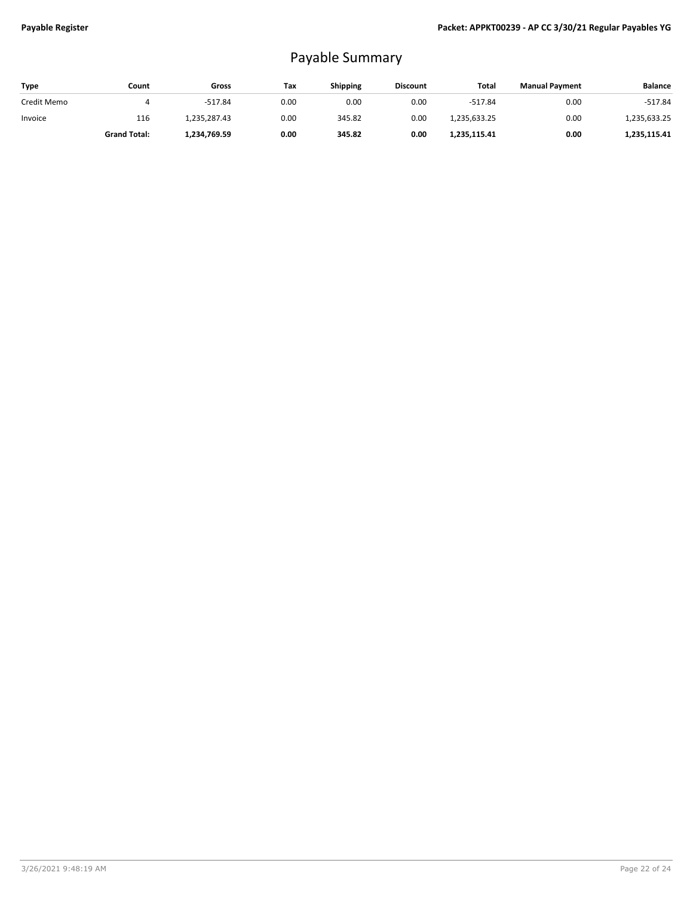# Payable Summary

| Type | Count | Gross | Tax | Shipping | Discount | Total | Manual Payment | Balance |
|---|---|---|---|---|---|---|---|---|
| Credit Memo | 4 | -517.84 | 0.00 | 0.00 | 0.00 | -517.84 | 0.00 | -517.84 |
| Invoice | 116 | 1,235,287.43 | 0.00 | 345.82 | 0.00 | 1,235,633.25 | 0.00 | 1,235,633.25 |
| | **Grand Total:** | **1,234,769.59** | **0.00** | **345.82** | **0.00** | **1,235,115.41** | **0.00** | **1,235,115.41** |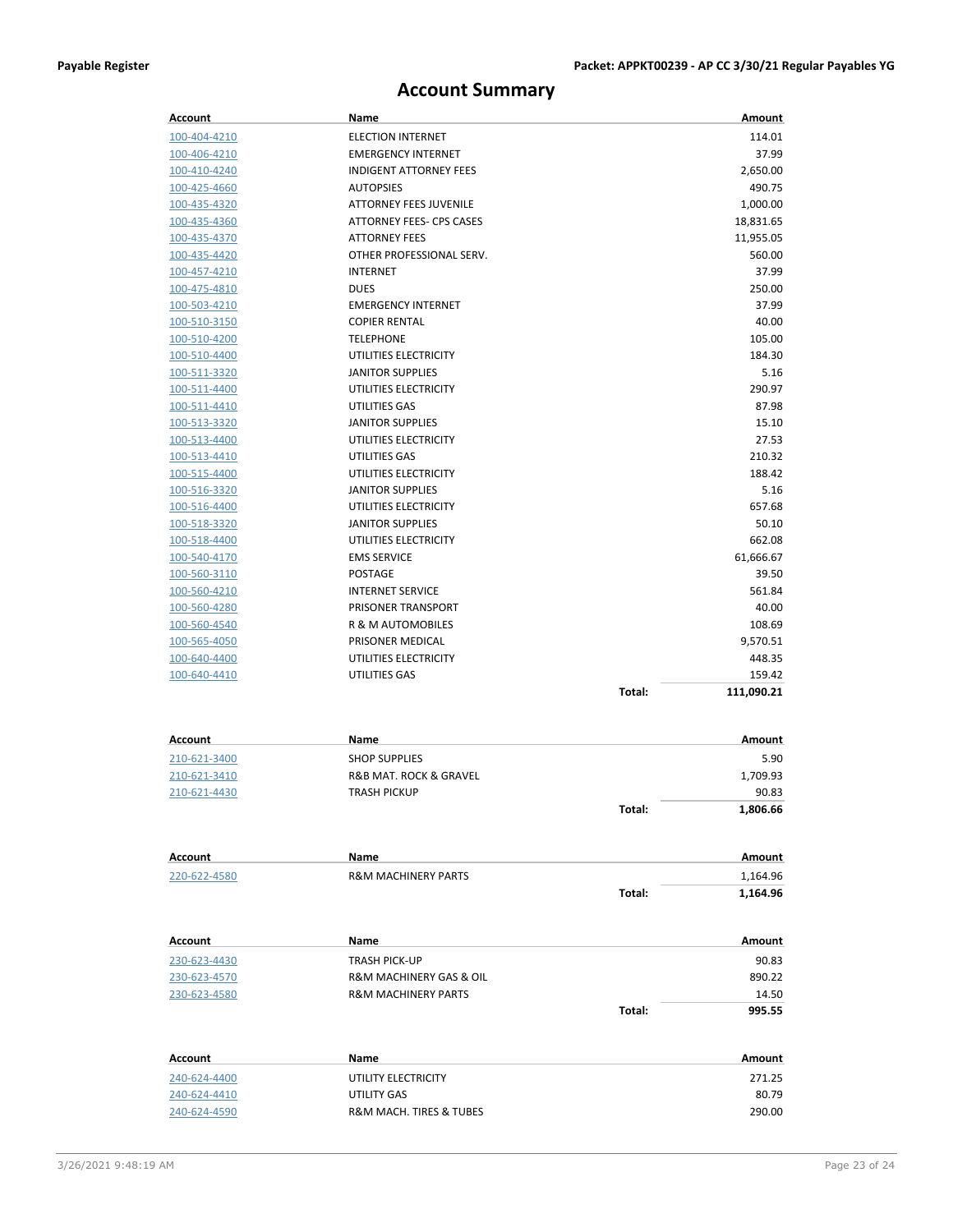## Account Summary

| Account | Name | | Amount |
|---|---|---|---|
| 100-404-4210 | ELECTION INTERNET | | 114.01 |
| 100-406-4210 | EMERGENCY INTERNET | | 37.99 |
| 100-410-4240 | INDIGENT ATTORNEY FEES | | 2,650.00 |
| 100-425-4660 | AUTOPSIES | | 490.75 |
| 100-435-4320 | ATTORNEY FEES JUVENILE | | 1,000.00 |
| 100-435-4360 | ATTORNEY FEES- CPS CASES | | 18,831.65 |
| 100-435-4370 | ATTORNEY FEES | | 11,955.05 |
| 100-435-4420 | OTHER PROFESSIONAL SERV. | | 560.00 |
| 100-457-4210 | INTERNET | | 37.99 |
| 100-475-4810 | DUES | | 250.00 |
| 100-503-4210 | EMERGENCY INTERNET | | 37.99 |
| 100-510-3150 | COPIER RENTAL | | 40.00 |
| 100-510-4200 | TELEPHONE | | 105.00 |
| 100-510-4400 | UTILITIES ELECTRICITY | | 184.30 |
| 100-511-3320 | JANITOR SUPPLIES | | 5.16 |
| 100-511-4400 | UTILITIES ELECTRICITY | | 290.97 |
| 100-511-4410 | UTILITIES GAS | | 87.98 |
| 100-513-3320 | JANITOR SUPPLIES | | 15.10 |
| 100-513-4400 | UTILITIES ELECTRICITY | | 27.53 |
| 100-513-4410 | UTILITIES GAS | | 210.32 |
| 100-515-4400 | UTILITIES ELECTRICITY | | 188.42 |
| 100-516-3320 | JANITOR SUPPLIES | | 5.16 |
| 100-516-4400 | UTILITIES ELECTRICITY | | 657.68 |
| 100-518-3320 | JANITOR SUPPLIES | | 50.10 |
| 100-518-4400 | UTILITIES ELECTRICITY | | 662.08 |
| 100-540-4170 | EMS SERVICE | | 61,666.67 |
| 100-560-3110 | POSTAGE | | 39.50 |
| 100-560-4210 | INTERNET SERVICE | | 561.84 |
| 100-560-4280 | PRISONER TRANSPORT | | 40.00 |
| 100-560-4540 | R & M AUTOMOBILES | | 108.69 |
| 100-565-4050 | PRISONER MEDICAL | | 9,570.51 |
| 100-640-4400 | UTILITIES ELECTRICITY | | 448.35 |
| 100-640-4410 | UTILITIES GAS | | 159.42 |
| | | **Total:** | **111,090.21** |

| Account | Name | | Amount |
|---|---|---|---|
| 210-621-3400 | SHOP SUPPLIES | | 5.90 |
| 210-621-3410 | R&B MAT. ROCK & GRAVEL | | 1,709.93 |
| 210-621-4430 | TRASH PICKUP | | 90.83 |
| | | **Total:** | **1,806.66** |

| Account | Name | | Amount |
|---|---|---|---|
| 220-622-4580 | R&M MACHINERY PARTS | | 1,164.96 |
| | | **Total:** | **1,164.96** |

| Account | Name | | Amount |
|---|---|---|---|
| 230-623-4430 | TRASH PICK-UP | | 90.83 |
| 230-623-4570 | R&M MACHINERY GAS & OIL | | 890.22 |
| 230-623-4580 | R&M MACHINERY PARTS | | 14.50 |
| | | **Total:** | **995.55** |

| Account | Name | | Amount |
|---|---|---|---|
| 240-624-4400 | UTILITY ELECTRICITY | | 271.25 |
| 240-624-4410 | UTILITY GAS | | 80.79 |
| 240-624-4590 | R&M MACH. TIRES & TUBES | | 290.00 |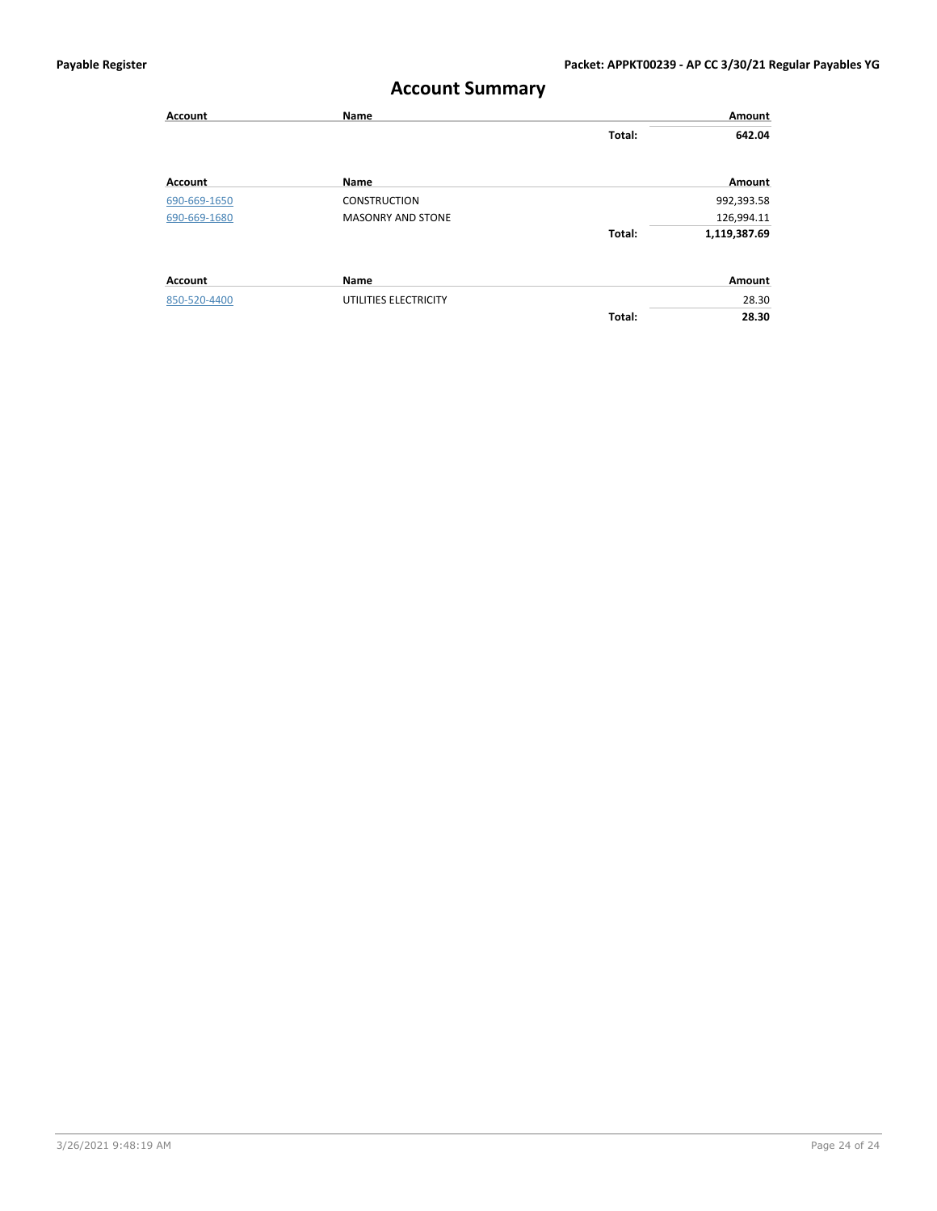# Account Summary

| Account | Name | | Amount |
|---|---|---|---|
| | | Total: | **642.04** |

| Account | Name | | Amount |
|---|---|---|---|
| 690-669-1650 | CONSTRUCTION | | 992,393.58 |
| 690-669-1680 | MASONRY AND STONE | | 126,994.11 |
| | | Total: | **1,119,387.69** |

| Account | Name | | Amount |
|---|---|---|---|
| 850-520-4400 | UTILITIES ELECTRICITY | | 28.30 |
| | | Total: | **28.30** |